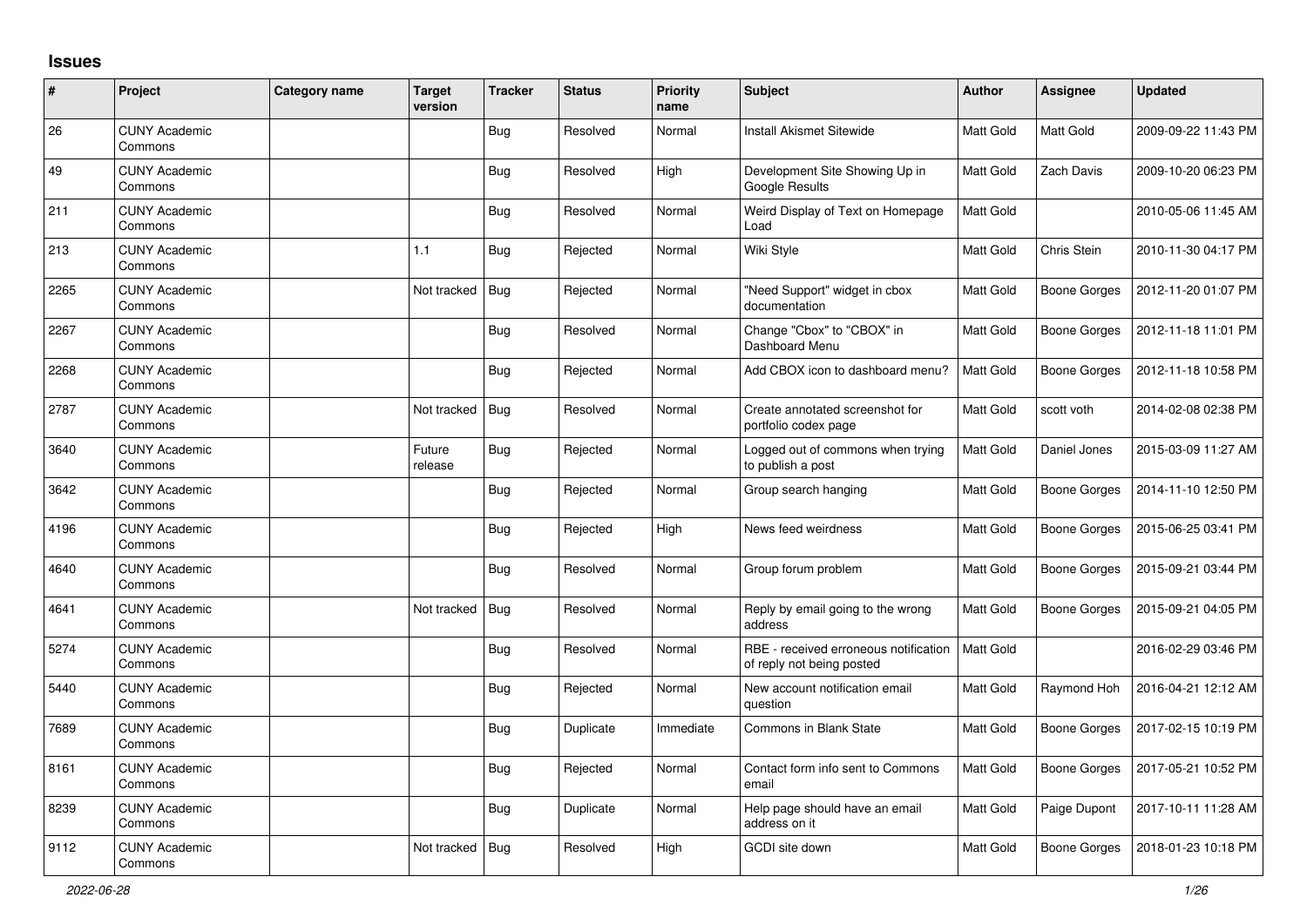## Issues

| # | Project | Category name | Target version | Tracker | Status | Priority name | Subject | Author | Assignee | Updated |
|---|---|---|---|---|---|---|---|---|---|---|
| 26 | CUNY Academic Commons | | | Bug | Resolved | Normal | Install Akismet Sitewide | Matt Gold | Matt Gold | 2009-09-22 11:43 PM |
| 49 | CUNY Academic Commons | | | Bug | Resolved | High | Development Site Showing Up in Google Results | Matt Gold | Zach Davis | 2009-10-20 06:23 PM |
| 211 | CUNY Academic Commons | | | Bug | Resolved | Normal | Weird Display of Text on Homepage Load | Matt Gold | | 2010-05-06 11:45 AM |
| 213 | CUNY Academic Commons | | 1.1 | Bug | Rejected | Normal | Wiki Style | Matt Gold | Chris Stein | 2010-11-30 04:17 PM |
| 2265 | CUNY Academic Commons | | Not tracked | Bug | Rejected | Normal | "Need Support" widget in cbox documentation | Matt Gold | Boone Gorges | 2012-11-20 01:07 PM |
| 2267 | CUNY Academic Commons | | | Bug | Resolved | Normal | Change "Cbox" to "CBOX" in Dashboard Menu | Matt Gold | Boone Gorges | 2012-11-18 11:01 PM |
| 2268 | CUNY Academic Commons | | | Bug | Rejected | Normal | Add CBOX icon to dashboard menu? | Matt Gold | Boone Gorges | 2012-11-18 10:58 PM |
| 2787 | CUNY Academic Commons | | Not tracked | Bug | Resolved | Normal | Create annotated screenshot for portfolio codex page | Matt Gold | scott voth | 2014-02-08 02:38 PM |
| 3640 | CUNY Academic Commons | | Future release | Bug | Rejected | Normal | Logged out of commons when trying to publish a post | Matt Gold | Daniel Jones | 2015-03-09 11:27 AM |
| 3642 | CUNY Academic Commons | | | Bug | Rejected | Normal | Group search hanging | Matt Gold | Boone Gorges | 2014-11-10 12:50 PM |
| 4196 | CUNY Academic Commons | | | Bug | Rejected | High | News feed weirdness | Matt Gold | Boone Gorges | 2015-06-25 03:41 PM |
| 4640 | CUNY Academic Commons | | | Bug | Resolved | Normal | Group forum problem | Matt Gold | Boone Gorges | 2015-09-21 03:44 PM |
| 4641 | CUNY Academic Commons | | Not tracked | Bug | Resolved | Normal | Reply by email going to the wrong address | Matt Gold | Boone Gorges | 2015-09-21 04:05 PM |
| 5274 | CUNY Academic Commons | | | Bug | Resolved | Normal | RBE - received erroneous notification of reply not being posted | Matt Gold | | 2016-02-29 03:46 PM |
| 5440 | CUNY Academic Commons | | | Bug | Rejected | Normal | New account notification email question | Matt Gold | Raymond Hoh | 2016-04-21 12:12 AM |
| 7689 | CUNY Academic Commons | | | Bug | Duplicate | Immediate | Commons in Blank State | Matt Gold | Boone Gorges | 2017-02-15 10:19 PM |
| 8161 | CUNY Academic Commons | | | Bug | Rejected | Normal | Contact form info sent to Commons email | Matt Gold | Boone Gorges | 2017-05-21 10:52 PM |
| 8239 | CUNY Academic Commons | | | Bug | Duplicate | Normal | Help page should have an email address on it | Matt Gold | Paige Dupont | 2017-10-11 11:28 AM |
| 9112 | CUNY Academic Commons | | Not tracked | Bug | Resolved | High | GCDI site down | Matt Gold | Boone Gorges | 2018-01-23 10:18 PM |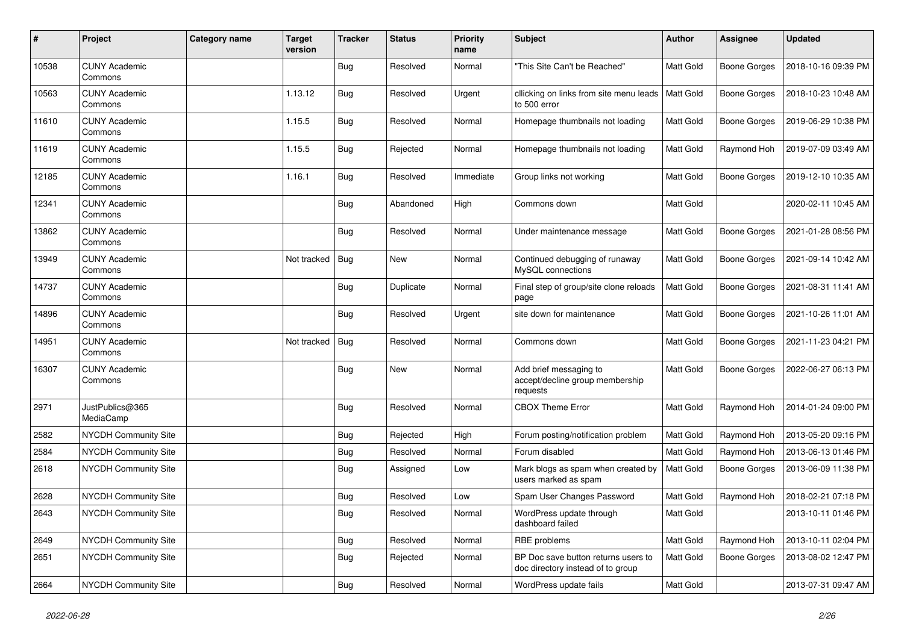| # | Project | Category name | Target version | Tracker | Status | Priority name | Subject | Author | Assignee | Updated |
|---|---|---|---|---|---|---|---|---|---|---|
| 10538 | CUNY Academic Commons | | | Bug | Resolved | Normal | "This Site Can't be Reached" | Matt Gold | Boone Gorges | 2018-10-16 09:39 PM |
| 10563 | CUNY Academic Commons | | 1.13.12 | Bug | Resolved | Urgent | cllicking on links from site menu leads to 500 error | Matt Gold | Boone Gorges | 2018-10-23 10:48 AM |
| 11610 | CUNY Academic Commons | | 1.15.5 | Bug | Resolved | Normal | Homepage thumbnails not loading | Matt Gold | Boone Gorges | 2019-06-29 10:38 PM |
| 11619 | CUNY Academic Commons | | 1.15.5 | Bug | Rejected | Normal | Homepage thumbnails not loading | Matt Gold | Raymond Hoh | 2019-07-09 03:49 AM |
| 12185 | CUNY Academic Commons | | 1.16.1 | Bug | Resolved | Immediate | Group links not working | Matt Gold | Boone Gorges | 2019-12-10 10:35 AM |
| 12341 | CUNY Academic Commons | | | Bug | Abandoned | High | Commons down | Matt Gold | | 2020-02-11 10:45 AM |
| 13862 | CUNY Academic Commons | | | Bug | Resolved | Normal | Under maintenance message | Matt Gold | Boone Gorges | 2021-01-28 08:56 PM |
| 13949 | CUNY Academic Commons | | Not tracked | Bug | New | Normal | Continued debugging of runaway MySQL connections | Matt Gold | Boone Gorges | 2021-09-14 10:42 AM |
| 14737 | CUNY Academic Commons | | | Bug | Duplicate | Normal | Final step of group/site clone reloads page | Matt Gold | Boone Gorges | 2021-08-31 11:41 AM |
| 14896 | CUNY Academic Commons | | | Bug | Resolved | Urgent | site down for maintenance | Matt Gold | Boone Gorges | 2021-10-26 11:01 AM |
| 14951 | CUNY Academic Commons | | Not tracked | Bug | Resolved | Normal | Commons down | Matt Gold | Boone Gorges | 2021-11-23 04:21 PM |
| 16307 | CUNY Academic Commons | | | Bug | New | Normal | Add brief messaging to accept/decline group membership requests | Matt Gold | Boone Gorges | 2022-06-27 06:13 PM |
| 2971 | JustPublics@365 MediaCamp | | | Bug | Resolved | Normal | CBOX Theme Error | Matt Gold | Raymond Hoh | 2014-01-24 09:00 PM |
| 2582 | NYCDH Community Site | | | Bug | Rejected | High | Forum posting/notification problem | Matt Gold | Raymond Hoh | 2013-05-20 09:16 PM |
| 2584 | NYCDH Community Site | | | Bug | Resolved | Normal | Forum disabled | Matt Gold | Raymond Hoh | 2013-06-13 01:46 PM |
| 2618 | NYCDH Community Site | | | Bug | Assigned | Low | Mark blogs as spam when created by users marked as spam | Matt Gold | Boone Gorges | 2013-06-09 11:38 PM |
| 2628 | NYCDH Community Site | | | Bug | Resolved | Low | Spam User Changes Password | Matt Gold | Raymond Hoh | 2018-02-21 07:18 PM |
| 2643 | NYCDH Community Site | | | Bug | Resolved | Normal | WordPress update through dashboard failed | Matt Gold | | 2013-10-11 01:46 PM |
| 2649 | NYCDH Community Site | | | Bug | Resolved | Normal | RBE problems | Matt Gold | Raymond Hoh | 2013-10-11 02:04 PM |
| 2651 | NYCDH Community Site | | | Bug | Rejected | Normal | BP Doc save button returns users to doc directory instead of to group | Matt Gold | Boone Gorges | 2013-08-02 12:47 PM |
| 2664 | NYCDH Community Site | | | Bug | Resolved | Normal | WordPress update fails | Matt Gold | | 2013-07-31 09:47 AM |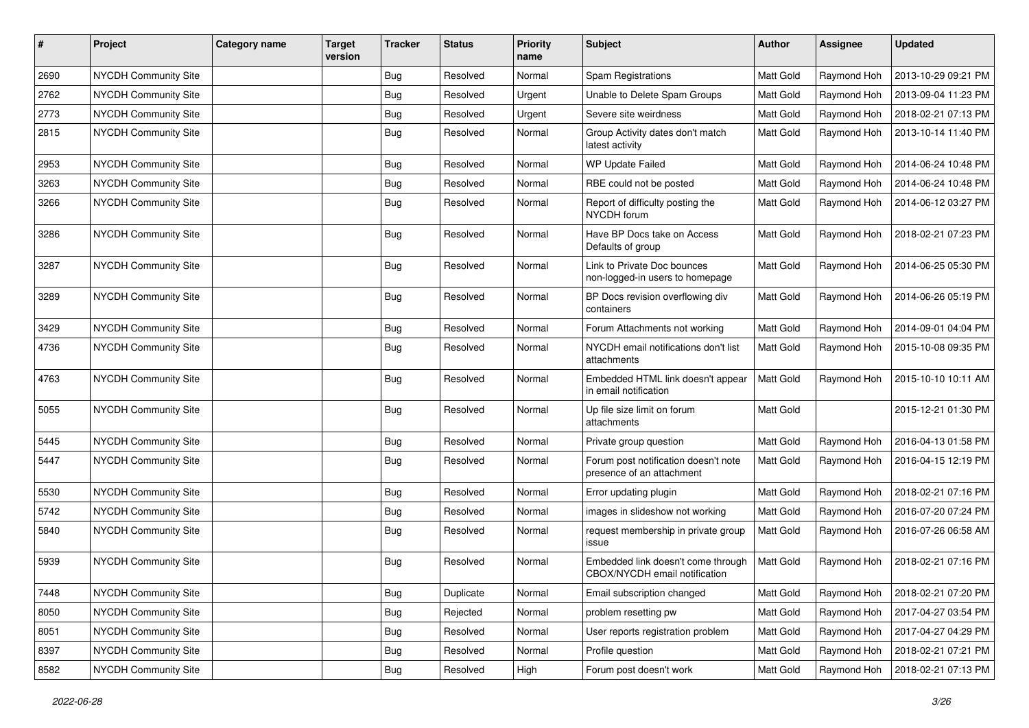| # | Project | Category name | Target version | Tracker | Status | Priority name | Subject | Author | Assignee | Updated |
|---|---|---|---|---|---|---|---|---|---|---|
| 2690 | NYCDH Community Site | | | Bug | Resolved | Normal | Spam Registrations | Matt Gold | Raymond Hoh | 2013-10-29 09:21 PM |
| 2762 | NYCDH Community Site | | | Bug | Resolved | Urgent | Unable to Delete Spam Groups | Matt Gold | Raymond Hoh | 2013-09-04 11:23 PM |
| 2773 | NYCDH Community Site | | | Bug | Resolved | Urgent | Severe site weirdness | Matt Gold | Raymond Hoh | 2018-02-21 07:13 PM |
| 2815 | NYCDH Community Site | | | Bug | Resolved | Normal | Group Activity dates don't match latest activity | Matt Gold | Raymond Hoh | 2013-10-14 11:40 PM |
| 2953 | NYCDH Community Site | | | Bug | Resolved | Normal | WP Update Failed | Matt Gold | Raymond Hoh | 2014-06-24 10:48 PM |
| 3263 | NYCDH Community Site | | | Bug | Resolved | Normal | RBE could not be posted | Matt Gold | Raymond Hoh | 2014-06-24 10:48 PM |
| 3266 | NYCDH Community Site | | | Bug | Resolved | Normal | Report of difficulty posting the NYCDH forum | Matt Gold | Raymond Hoh | 2014-06-12 03:27 PM |
| 3286 | NYCDH Community Site | | | Bug | Resolved | Normal | Have BP Docs take on Access Defaults of group | Matt Gold | Raymond Hoh | 2018-02-21 07:23 PM |
| 3287 | NYCDH Community Site | | | Bug | Resolved | Normal | Link to Private Doc bounces non-logged-in users to homepage | Matt Gold | Raymond Hoh | 2014-06-25 05:30 PM |
| 3289 | NYCDH Community Site | | | Bug | Resolved | Normal | BP Docs revision overflowing div containers | Matt Gold | Raymond Hoh | 2014-06-26 05:19 PM |
| 3429 | NYCDH Community Site | | | Bug | Resolved | Normal | Forum Attachments not working | Matt Gold | Raymond Hoh | 2014-09-01 04:04 PM |
| 4736 | NYCDH Community Site | | | Bug | Resolved | Normal | NYCDH email notifications don't list attachments | Matt Gold | Raymond Hoh | 2015-10-08 09:35 PM |
| 4763 | NYCDH Community Site | | | Bug | Resolved | Normal | Embedded HTML link doesn't appear in email notification | Matt Gold | Raymond Hoh | 2015-10-10 10:11 AM |
| 5055 | NYCDH Community Site | | | Bug | Resolved | Normal | Up file size limit on forum attachments | Matt Gold | | 2015-12-21 01:30 PM |
| 5445 | NYCDH Community Site | | | Bug | Resolved | Normal | Private group question | Matt Gold | Raymond Hoh | 2016-04-13 01:58 PM |
| 5447 | NYCDH Community Site | | | Bug | Resolved | Normal | Forum post notification doesn't note presence of an attachment | Matt Gold | Raymond Hoh | 2016-04-15 12:19 PM |
| 5530 | NYCDH Community Site | | | Bug | Resolved | Normal | Error updating plugin | Matt Gold | Raymond Hoh | 2018-02-21 07:16 PM |
| 5742 | NYCDH Community Site | | | Bug | Resolved | Normal | images in slideshow not working | Matt Gold | Raymond Hoh | 2016-07-20 07:24 PM |
| 5840 | NYCDH Community Site | | | Bug | Resolved | Normal | request membership in private group issue | Matt Gold | Raymond Hoh | 2016-07-26 06:58 AM |
| 5939 | NYCDH Community Site | | | Bug | Resolved | Normal | Embedded link doesn't come through CBOX/NYCDH email notification | Matt Gold | Raymond Hoh | 2018-02-21 07:16 PM |
| 7448 | NYCDH Community Site | | | Bug | Duplicate | Normal | Email subscription changed | Matt Gold | Raymond Hoh | 2018-02-21 07:20 PM |
| 8050 | NYCDH Community Site | | | Bug | Rejected | Normal | problem resetting pw | Matt Gold | Raymond Hoh | 2017-04-27 03:54 PM |
| 8051 | NYCDH Community Site | | | Bug | Resolved | Normal | User reports registration problem | Matt Gold | Raymond Hoh | 2017-04-27 04:29 PM |
| 8397 | NYCDH Community Site | | | Bug | Resolved | Normal | Profile question | Matt Gold | Raymond Hoh | 2018-02-21 07:21 PM |
| 8582 | NYCDH Community Site | | | Bug | Resolved | High | Forum post doesn't work | Matt Gold | Raymond Hoh | 2018-02-21 07:13 PM |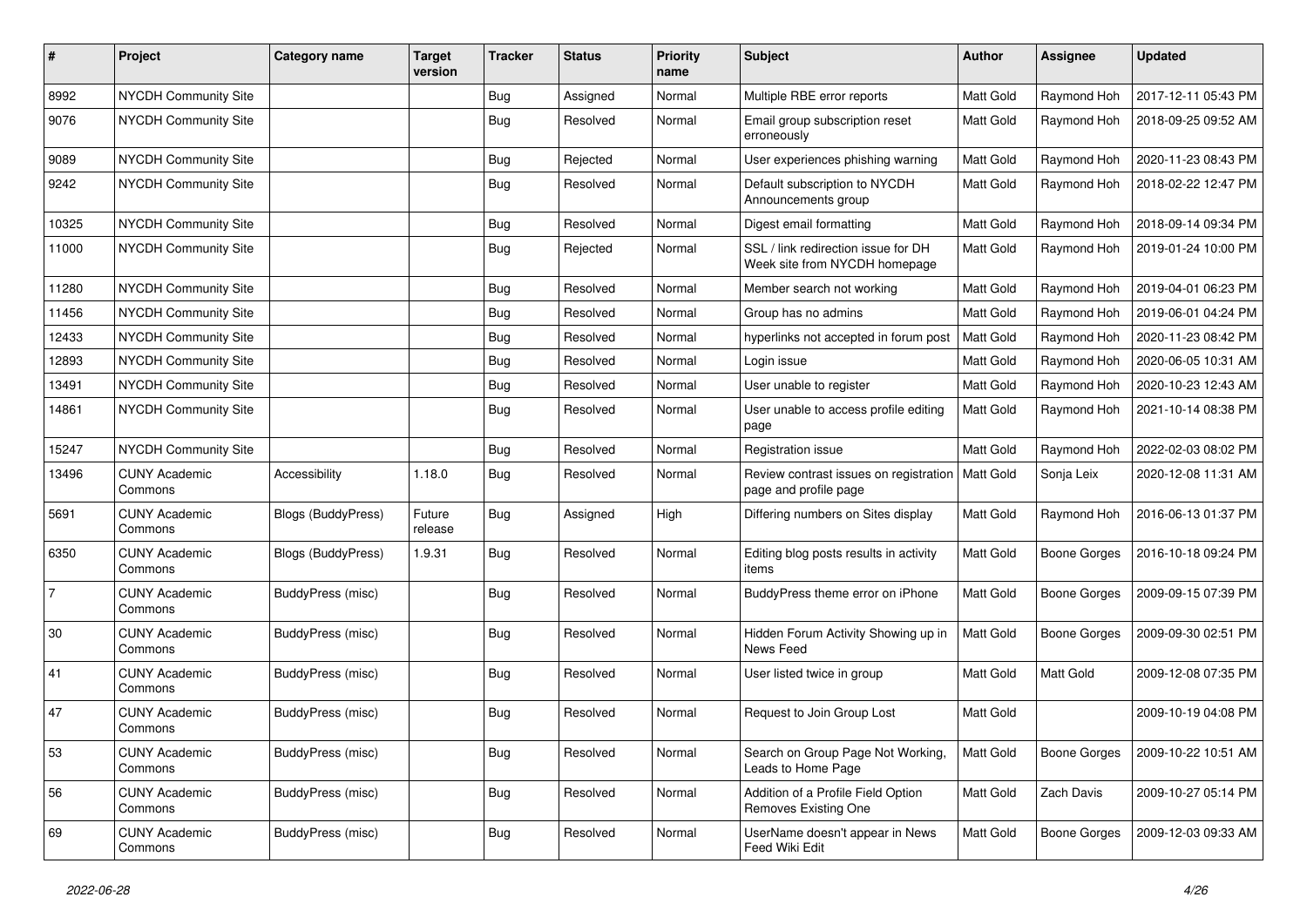| # | Project | Category name | Target version | Tracker | Status | Priority name | Subject | Author | Assignee | Updated |
|---|---|---|---|---|---|---|---|---|---|---|
| 8992 | NYCDH Community Site | | | Bug | Assigned | Normal | Multiple RBE error reports | Matt Gold | Raymond Hoh | 2017-12-11 05:43 PM |
| 9076 | NYCDH Community Site | | | Bug | Resolved | Normal | Email group subscription reset erroneously | Matt Gold | Raymond Hoh | 2018-09-25 09:52 AM |
| 9089 | NYCDH Community Site | | | Bug | Rejected | Normal | User experiences phishing warning | Matt Gold | Raymond Hoh | 2020-11-23 08:43 PM |
| 9242 | NYCDH Community Site | | | Bug | Resolved | Normal | Default subscription to NYCDH Announcements group | Matt Gold | Raymond Hoh | 2018-02-22 12:47 PM |
| 10325 | NYCDH Community Site | | | Bug | Resolved | Normal | Digest email formatting | Matt Gold | Raymond Hoh | 2018-09-14 09:34 PM |
| 11000 | NYCDH Community Site | | | Bug | Rejected | Normal | SSL / link redirection issue for DH Week site from NYCDH homepage | Matt Gold | Raymond Hoh | 2019-01-24 10:00 PM |
| 11280 | NYCDH Community Site | | | Bug | Resolved | Normal | Member search not working | Matt Gold | Raymond Hoh | 2019-04-01 06:23 PM |
| 11456 | NYCDH Community Site | | | Bug | Resolved | Normal | Group has no admins | Matt Gold | Raymond Hoh | 2019-06-01 04:24 PM |
| 12433 | NYCDH Community Site | | | Bug | Resolved | Normal | hyperlinks not accepted in forum post | Matt Gold | Raymond Hoh | 2020-11-23 08:42 PM |
| 12893 | NYCDH Community Site | | | Bug | Resolved | Normal | Login issue | Matt Gold | Raymond Hoh | 2020-06-05 10:31 AM |
| 13491 | NYCDH Community Site | | | Bug | Resolved | Normal | User unable to register | Matt Gold | Raymond Hoh | 2020-10-23 12:43 AM |
| 14861 | NYCDH Community Site | | | Bug | Resolved | Normal | User unable to access profile editing page | Matt Gold | Raymond Hoh | 2021-10-14 08:38 PM |
| 15247 | NYCDH Community Site | | | Bug | Resolved | Normal | Registration issue | Matt Gold | Raymond Hoh | 2022-02-03 08:02 PM |
| 13496 | CUNY Academic Commons | Accessibility | 1.18.0 | Bug | Resolved | Normal | Review contrast issues on registration page and profile page | Matt Gold | Sonja Leix | 2020-12-08 11:31 AM |
| 5691 | CUNY Academic Commons | Blogs (BuddyPress) | Future release | Bug | Assigned | High | Differing numbers on Sites display | Matt Gold | Raymond Hoh | 2016-06-13 01:37 PM |
| 6350 | CUNY Academic Commons | Blogs (BuddyPress) | 1.9.31 | Bug | Resolved | Normal | Editing blog posts results in activity items | Matt Gold | Boone Gorges | 2016-10-18 09:24 PM |
| 7 | CUNY Academic Commons | BuddyPress (misc) | | Bug | Resolved | Normal | BuddyPress theme error on iPhone | Matt Gold | Boone Gorges | 2009-09-15 07:39 PM |
| 30 | CUNY Academic Commons | BuddyPress (misc) | | Bug | Resolved | Normal | Hidden Forum Activity Showing up in News Feed | Matt Gold | Boone Gorges | 2009-09-30 02:51 PM |
| 41 | CUNY Academic Commons | BuddyPress (misc) | | Bug | Resolved | Normal | User listed twice in group | Matt Gold | Matt Gold | 2009-12-08 07:35 PM |
| 47 | CUNY Academic Commons | BuddyPress (misc) | | Bug | Resolved | Normal | Request to Join Group Lost | Matt Gold | | 2009-10-19 04:08 PM |
| 53 | CUNY Academic Commons | BuddyPress (misc) | | Bug | Resolved | Normal | Search on Group Page Not Working, Leads to Home Page | Matt Gold | Boone Gorges | 2009-10-22 10:51 AM |
| 56 | CUNY Academic Commons | BuddyPress (misc) | | Bug | Resolved | Normal | Addition of a Profile Field Option Removes Existing One | Matt Gold | Zach Davis | 2009-10-27 05:14 PM |
| 69 | CUNY Academic Commons | BuddyPress (misc) | | Bug | Resolved | Normal | UserName doesn't appear in News Feed Wiki Edit | Matt Gold | Boone Gorges | 2009-12-03 09:33 AM |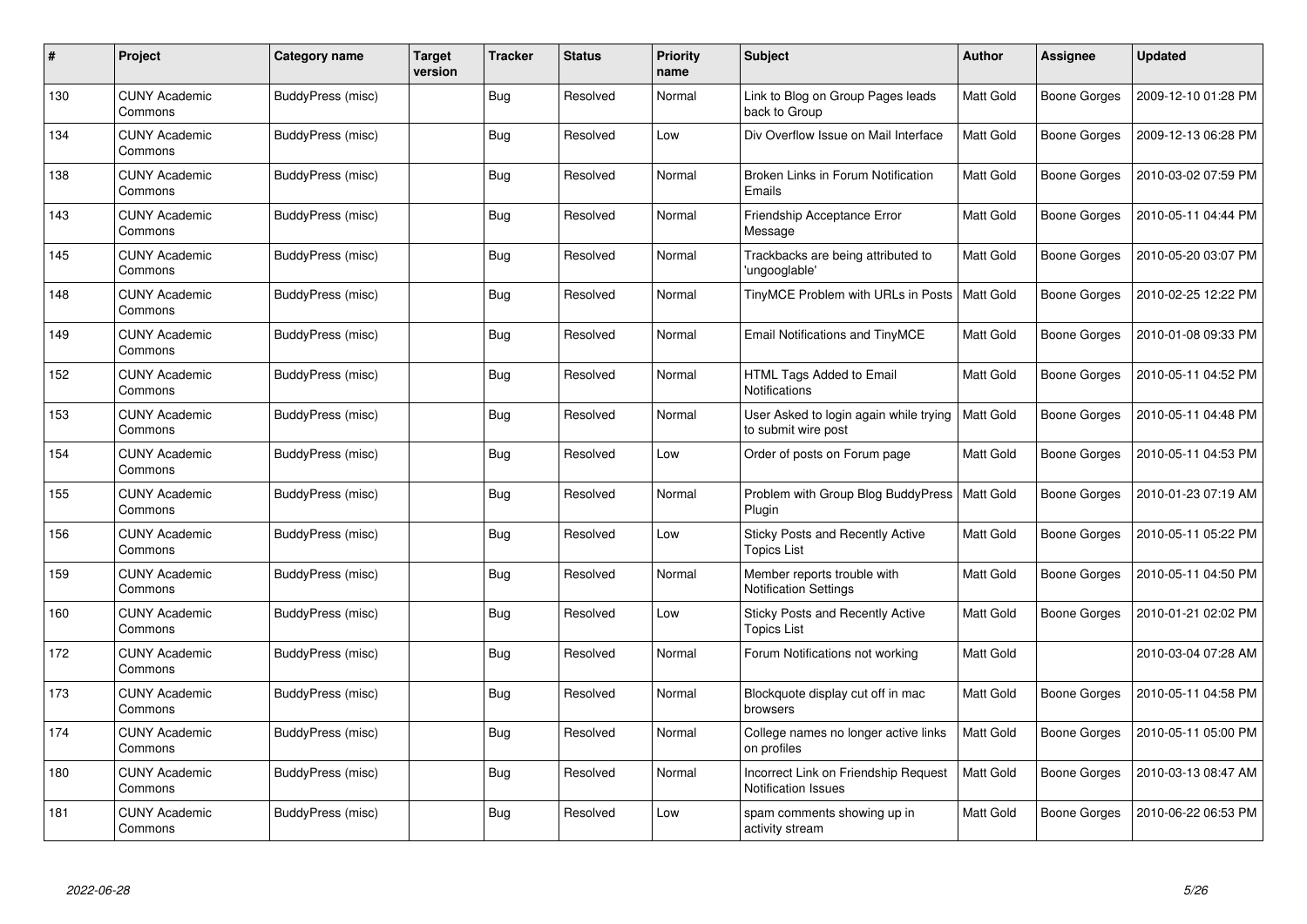| # | Project | Category name | Target version | Tracker | Status | Priority name | Subject | Author | Assignee | Updated |
|---|---|---|---|---|---|---|---|---|---|---|
| 130 | CUNY Academic Commons | BuddyPress (misc) | | Bug | Resolved | Normal | Link to Blog on Group Pages leads back to Group | Matt Gold | Boone Gorges | 2009-12-10 01:28 PM |
| 134 | CUNY Academic Commons | BuddyPress (misc) | | Bug | Resolved | Low | Div Overflow Issue on Mail Interface | Matt Gold | Boone Gorges | 2009-12-13 06:28 PM |
| 138 | CUNY Academic Commons | BuddyPress (misc) | | Bug | Resolved | Normal | Broken Links in Forum Notification Emails | Matt Gold | Boone Gorges | 2010-03-02 07:59 PM |
| 143 | CUNY Academic Commons | BuddyPress (misc) | | Bug | Resolved | Normal | Friendship Acceptance Error Message | Matt Gold | Boone Gorges | 2010-05-11 04:44 PM |
| 145 | CUNY Academic Commons | BuddyPress (misc) | | Bug | Resolved | Normal | Trackbacks are being attributed to 'ungooglable' | Matt Gold | Boone Gorges | 2010-05-20 03:07 PM |
| 148 | CUNY Academic Commons | BuddyPress (misc) | | Bug | Resolved | Normal | TinyMCE Problem with URLs in Posts | Matt Gold | Boone Gorges | 2010-02-25 12:22 PM |
| 149 | CUNY Academic Commons | BuddyPress (misc) | | Bug | Resolved | Normal | Email Notifications and TinyMCE | Matt Gold | Boone Gorges | 2010-01-08 09:33 PM |
| 152 | CUNY Academic Commons | BuddyPress (misc) | | Bug | Resolved | Normal | HTML Tags Added to Email Notifications | Matt Gold | Boone Gorges | 2010-05-11 04:52 PM |
| 153 | CUNY Academic Commons | BuddyPress (misc) | | Bug | Resolved | Normal | User Asked to login again while trying to submit wire post | Matt Gold | Boone Gorges | 2010-05-11 04:48 PM |
| 154 | CUNY Academic Commons | BuddyPress (misc) | | Bug | Resolved | Low | Order of posts on Forum page | Matt Gold | Boone Gorges | 2010-05-11 04:53 PM |
| 155 | CUNY Academic Commons | BuddyPress (misc) | | Bug | Resolved | Normal | Problem with Group Blog BuddyPress Plugin | Matt Gold | Boone Gorges | 2010-01-23 07:19 AM |
| 156 | CUNY Academic Commons | BuddyPress (misc) | | Bug | Resolved | Low | Sticky Posts and Recently Active Topics List | Matt Gold | Boone Gorges | 2010-05-11 05:22 PM |
| 159 | CUNY Academic Commons | BuddyPress (misc) | | Bug | Resolved | Normal | Member reports trouble with Notification Settings | Matt Gold | Boone Gorges | 2010-05-11 04:50 PM |
| 160 | CUNY Academic Commons | BuddyPress (misc) | | Bug | Resolved | Low | Sticky Posts and Recently Active Topics List | Matt Gold | Boone Gorges | 2010-01-21 02:02 PM |
| 172 | CUNY Academic Commons | BuddyPress (misc) | | Bug | Resolved | Normal | Forum Notifications not working | Matt Gold | | 2010-03-04 07:28 AM |
| 173 | CUNY Academic Commons | BuddyPress (misc) | | Bug | Resolved | Normal | Blockquote display cut off in mac browsers | Matt Gold | Boone Gorges | 2010-05-11 04:58 PM |
| 174 | CUNY Academic Commons | BuddyPress (misc) | | Bug | Resolved | Normal | College names no longer active links on profiles | Matt Gold | Boone Gorges | 2010-05-11 05:00 PM |
| 180 | CUNY Academic Commons | BuddyPress (misc) | | Bug | Resolved | Normal | Incorrect Link on Friendship Request Notification Issues | Matt Gold | Boone Gorges | 2010-03-13 08:47 AM |
| 181 | CUNY Academic Commons | BuddyPress (misc) | | Bug | Resolved | Low | spam comments showing up in activity stream | Matt Gold | Boone Gorges | 2010-06-22 06:53 PM |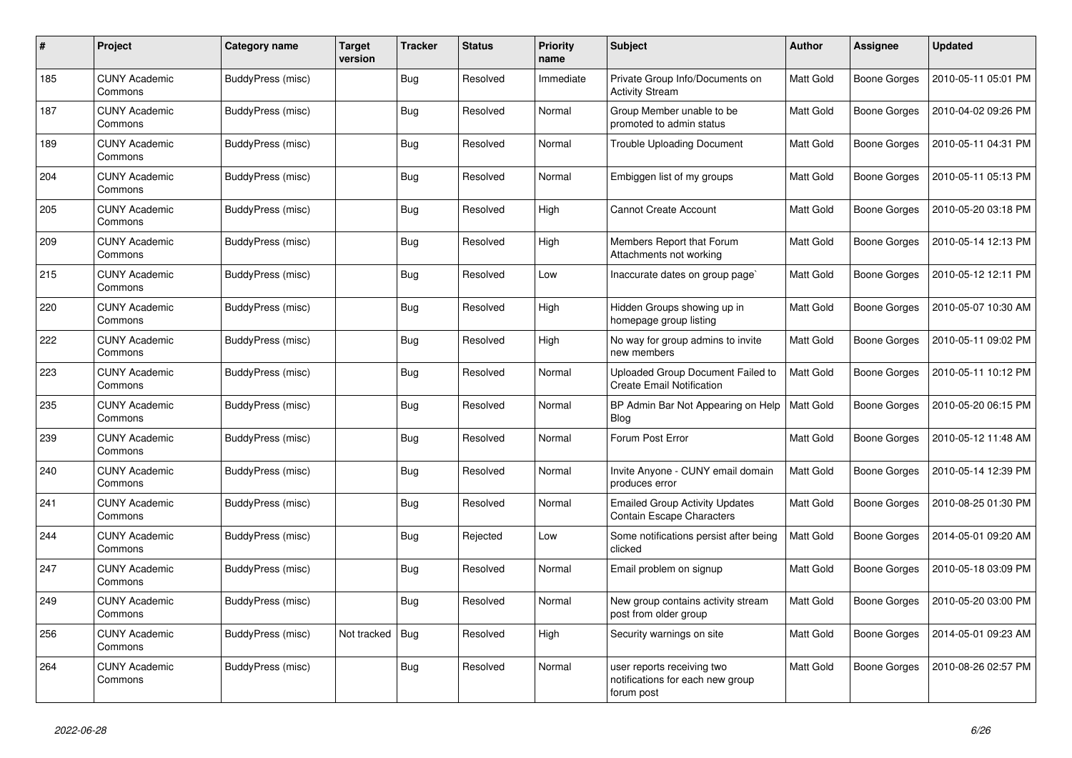| # | Project | Category name | Target version | Tracker | Status | Priority name | Subject | Author | Assignee | Updated |
|---|---|---|---|---|---|---|---|---|---|---|
| 185 | CUNY Academic Commons | BuddyPress (misc) | | Bug | Resolved | Immediate | Private Group Info/Documents on Activity Stream | Matt Gold | Boone Gorges | 2010-05-11 05:01 PM |
| 187 | CUNY Academic Commons | BuddyPress (misc) | | Bug | Resolved | Normal | Group Member unable to be promoted to admin status | Matt Gold | Boone Gorges | 2010-04-02 09:26 PM |
| 189 | CUNY Academic Commons | BuddyPress (misc) | | Bug | Resolved | Normal | Trouble Uploading Document | Matt Gold | Boone Gorges | 2010-05-11 04:31 PM |
| 204 | CUNY Academic Commons | BuddyPress (misc) | | Bug | Resolved | Normal | Embiggen list of my groups | Matt Gold | Boone Gorges | 2010-05-11 05:13 PM |
| 205 | CUNY Academic Commons | BuddyPress (misc) | | Bug | Resolved | High | Cannot Create Account | Matt Gold | Boone Gorges | 2010-05-20 03:18 PM |
| 209 | CUNY Academic Commons | BuddyPress (misc) | | Bug | Resolved | High | Members Report that Forum Attachments not working | Matt Gold | Boone Gorges | 2010-05-14 12:13 PM |
| 215 | CUNY Academic Commons | BuddyPress (misc) | | Bug | Resolved | Low | Inaccurate dates on group page` | Matt Gold | Boone Gorges | 2010-05-12 12:11 PM |
| 220 | CUNY Academic Commons | BuddyPress (misc) | | Bug | Resolved | High | Hidden Groups showing up in homepage group listing | Matt Gold | Boone Gorges | 2010-05-07 10:30 AM |
| 222 | CUNY Academic Commons | BuddyPress (misc) | | Bug | Resolved | High | No way for group admins to invite new members | Matt Gold | Boone Gorges | 2010-05-11 09:02 PM |
| 223 | CUNY Academic Commons | BuddyPress (misc) | | Bug | Resolved | Normal | Uploaded Group Document Failed to Create Email Notification | Matt Gold | Boone Gorges | 2010-05-11 10:12 PM |
| 235 | CUNY Academic Commons | BuddyPress (misc) | | Bug | Resolved | Normal | BP Admin Bar Not Appearing on Help Blog | Matt Gold | Boone Gorges | 2010-05-20 06:15 PM |
| 239 | CUNY Academic Commons | BuddyPress (misc) | | Bug | Resolved | Normal | Forum Post Error | Matt Gold | Boone Gorges | 2010-05-12 11:48 AM |
| 240 | CUNY Academic Commons | BuddyPress (misc) | | Bug | Resolved | Normal | Invite Anyone - CUNY email domain produces error | Matt Gold | Boone Gorges | 2010-05-14 12:39 PM |
| 241 | CUNY Academic Commons | BuddyPress (misc) | | Bug | Resolved | Normal | Emailed Group Activity Updates Contain Escape Characters | Matt Gold | Boone Gorges | 2010-08-25 01:30 PM |
| 244 | CUNY Academic Commons | BuddyPress (misc) | | Bug | Rejected | Low | Some notifications persist after being clicked | Matt Gold | Boone Gorges | 2014-05-01 09:20 AM |
| 247 | CUNY Academic Commons | BuddyPress (misc) | | Bug | Resolved | Normal | Email problem on signup | Matt Gold | Boone Gorges | 2010-05-18 03:09 PM |
| 249 | CUNY Academic Commons | BuddyPress (misc) | | Bug | Resolved | Normal | New group contains activity stream post from older group | Matt Gold | Boone Gorges | 2010-05-20 03:00 PM |
| 256 | CUNY Academic Commons | BuddyPress (misc) | Not tracked | Bug | Resolved | High | Security warnings on site | Matt Gold | Boone Gorges | 2014-05-01 09:23 AM |
| 264 | CUNY Academic Commons | BuddyPress (misc) | | Bug | Resolved | Normal | user reports receiving two notifications for each new group forum post | Matt Gold | Boone Gorges | 2010-08-26 02:57 PM |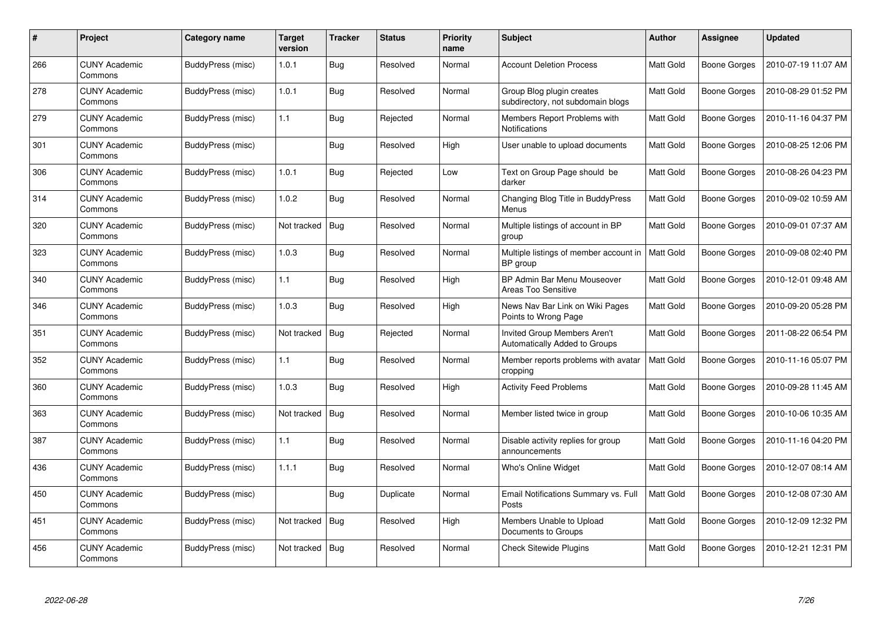| # | Project | Category name | Target version | Tracker | Status | Priority name | Subject | Author | Assignee | Updated |
|---|---|---|---|---|---|---|---|---|---|---|
| 266 | CUNY Academic Commons | BuddyPress (misc) | 1.0.1 | Bug | Resolved | Normal | Account Deletion Process | Matt Gold | Boone Gorges | 2010-07-19 11:07 AM |
| 278 | CUNY Academic Commons | BuddyPress (misc) | 1.0.1 | Bug | Resolved | Normal | Group Blog plugin creates subdirectory, not subdomain blogs | Matt Gold | Boone Gorges | 2010-08-29 01:52 PM |
| 279 | CUNY Academic Commons | BuddyPress (misc) | 1.1 | Bug | Rejected | Normal | Members Report Problems with Notifications | Matt Gold | Boone Gorges | 2010-11-16 04:37 PM |
| 301 | CUNY Academic Commons | BuddyPress (misc) | | Bug | Resolved | High | User unable to upload documents | Matt Gold | Boone Gorges | 2010-08-25 12:06 PM |
| 306 | CUNY Academic Commons | BuddyPress (misc) | 1.0.1 | Bug | Rejected | Low | Text on Group Page should be darker | Matt Gold | Boone Gorges | 2010-08-26 04:23 PM |
| 314 | CUNY Academic Commons | BuddyPress (misc) | 1.0.2 | Bug | Resolved | Normal | Changing Blog Title in BuddyPress Menus | Matt Gold | Boone Gorges | 2010-09-02 10:59 AM |
| 320 | CUNY Academic Commons | BuddyPress (misc) | Not tracked | Bug | Resolved | Normal | Multiple listings of account in BP group | Matt Gold | Boone Gorges | 2010-09-01 07:37 AM |
| 323 | CUNY Academic Commons | BuddyPress (misc) | 1.0.3 | Bug | Resolved | Normal | Multiple listings of member account in BP group | Matt Gold | Boone Gorges | 2010-09-08 02:40 PM |
| 340 | CUNY Academic Commons | BuddyPress (misc) | 1.1 | Bug | Resolved | High | BP Admin Bar Menu Mouseover Areas Too Sensitive | Matt Gold | Boone Gorges | 2010-12-01 09:48 AM |
| 346 | CUNY Academic Commons | BuddyPress (misc) | 1.0.3 | Bug | Resolved | High | News Nav Bar Link on Wiki Pages Points to Wrong Page | Matt Gold | Boone Gorges | 2010-09-20 05:28 PM |
| 351 | CUNY Academic Commons | BuddyPress (misc) | Not tracked | Bug | Rejected | Normal | Invited Group Members Aren't Automatically Added to Groups | Matt Gold | Boone Gorges | 2011-08-22 06:54 PM |
| 352 | CUNY Academic Commons | BuddyPress (misc) | 1.1 | Bug | Resolved | Normal | Member reports problems with avatar cropping | Matt Gold | Boone Gorges | 2010-11-16 05:07 PM |
| 360 | CUNY Academic Commons | BuddyPress (misc) | 1.0.3 | Bug | Resolved | High | Activity Feed Problems | Matt Gold | Boone Gorges | 2010-09-28 11:45 AM |
| 363 | CUNY Academic Commons | BuddyPress (misc) | Not tracked | Bug | Resolved | Normal | Member listed twice in group | Matt Gold | Boone Gorges | 2010-10-06 10:35 AM |
| 387 | CUNY Academic Commons | BuddyPress (misc) | 1.1 | Bug | Resolved | Normal | Disable activity replies for group announcements | Matt Gold | Boone Gorges | 2010-11-16 04:20 PM |
| 436 | CUNY Academic Commons | BuddyPress (misc) | 1.1.1 | Bug | Resolved | Normal | Who's Online Widget | Matt Gold | Boone Gorges | 2010-12-07 08:14 AM |
| 450 | CUNY Academic Commons | BuddyPress (misc) | | Bug | Duplicate | Normal | Email Notifications Summary vs. Full Posts | Matt Gold | Boone Gorges | 2010-12-08 07:30 AM |
| 451 | CUNY Academic Commons | BuddyPress (misc) | Not tracked | Bug | Resolved | High | Members Unable to Upload Documents to Groups | Matt Gold | Boone Gorges | 2010-12-09 12:32 PM |
| 456 | CUNY Academic Commons | BuddyPress (misc) | Not tracked | Bug | Resolved | Normal | Check Sitewide Plugins | Matt Gold | Boone Gorges | 2010-12-21 12:31 PM |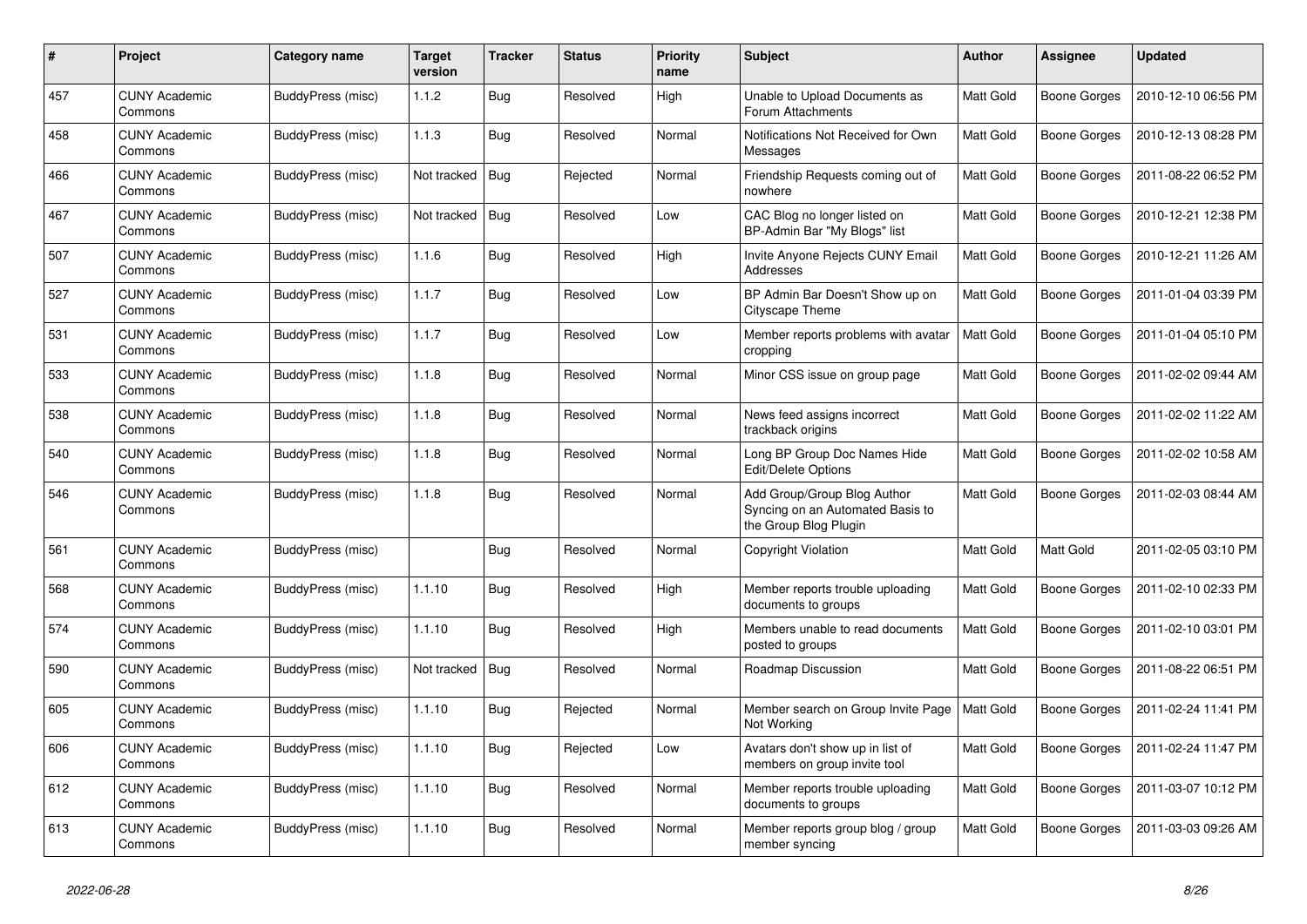| # | Project | Category name | Target version | Tracker | Status | Priority name | Subject | Author | Assignee | Updated |
|---|---|---|---|---|---|---|---|---|---|---|
| 457 | CUNY Academic Commons | BuddyPress (misc) | 1.1.2 | Bug | Resolved | High | Unable to Upload Documents as Forum Attachments | Matt Gold | Boone Gorges | 2010-12-10 06:56 PM |
| 458 | CUNY Academic Commons | BuddyPress (misc) | 1.1.3 | Bug | Resolved | Normal | Notifications Not Received for Own Messages | Matt Gold | Boone Gorges | 2010-12-13 08:28 PM |
| 466 | CUNY Academic Commons | BuddyPress (misc) | Not tracked | Bug | Rejected | Normal | Friendship Requests coming out of nowhere | Matt Gold | Boone Gorges | 2011-08-22 06:52 PM |
| 467 | CUNY Academic Commons | BuddyPress (misc) | Not tracked | Bug | Resolved | Low | CAC Blog no longer listed on BP-Admin Bar "My Blogs" list | Matt Gold | Boone Gorges | 2010-12-21 12:38 PM |
| 507 | CUNY Academic Commons | BuddyPress (misc) | 1.1.6 | Bug | Resolved | High | Invite Anyone Rejects CUNY Email Addresses | Matt Gold | Boone Gorges | 2010-12-21 11:26 AM |
| 527 | CUNY Academic Commons | BuddyPress (misc) | 1.1.7 | Bug | Resolved | Low | BP Admin Bar Doesn't Show up on Cityscape Theme | Matt Gold | Boone Gorges | 2011-01-04 03:39 PM |
| 531 | CUNY Academic Commons | BuddyPress (misc) | 1.1.7 | Bug | Resolved | Low | Member reports problems with avatar cropping | Matt Gold | Boone Gorges | 2011-01-04 05:10 PM |
| 533 | CUNY Academic Commons | BuddyPress (misc) | 1.1.8 | Bug | Resolved | Normal | Minor CSS issue on group page | Matt Gold | Boone Gorges | 2011-02-02 09:44 AM |
| 538 | CUNY Academic Commons | BuddyPress (misc) | 1.1.8 | Bug | Resolved | Normal | News feed assigns incorrect trackback origins | Matt Gold | Boone Gorges | 2011-02-02 11:22 AM |
| 540 | CUNY Academic Commons | BuddyPress (misc) | 1.1.8 | Bug | Resolved | Normal | Long BP Group Doc Names Hide Edit/Delete Options | Matt Gold | Boone Gorges | 2011-02-02 10:58 AM |
| 546 | CUNY Academic Commons | BuddyPress (misc) | 1.1.8 | Bug | Resolved | Normal | Add Group/Group Blog Author Syncing on an Automated Basis to the Group Blog Plugin | Matt Gold | Boone Gorges | 2011-02-03 08:44 AM |
| 561 | CUNY Academic Commons | BuddyPress (misc) | | Bug | Resolved | Normal | Copyright Violation | Matt Gold | Matt Gold | 2011-02-05 03:10 PM |
| 568 | CUNY Academic Commons | BuddyPress (misc) | 1.1.10 | Bug | Resolved | High | Member reports trouble uploading documents to groups | Matt Gold | Boone Gorges | 2011-02-10 02:33 PM |
| 574 | CUNY Academic Commons | BuddyPress (misc) | 1.1.10 | Bug | Resolved | High | Members unable to read documents posted to groups | Matt Gold | Boone Gorges | 2011-02-10 03:01 PM |
| 590 | CUNY Academic Commons | BuddyPress (misc) | Not tracked | Bug | Resolved | Normal | Roadmap Discussion | Matt Gold | Boone Gorges | 2011-08-22 06:51 PM |
| 605 | CUNY Academic Commons | BuddyPress (misc) | 1.1.10 | Bug | Rejected | Normal | Member search on Group Invite Page Not Working | Matt Gold | Boone Gorges | 2011-02-24 11:41 PM |
| 606 | CUNY Academic Commons | BuddyPress (misc) | 1.1.10 | Bug | Rejected | Low | Avatars don't show up in list of members on group invite tool | Matt Gold | Boone Gorges | 2011-02-24 11:47 PM |
| 612 | CUNY Academic Commons | BuddyPress (misc) | 1.1.10 | Bug | Resolved | Normal | Member reports trouble uploading documents to groups | Matt Gold | Boone Gorges | 2011-03-07 10:12 PM |
| 613 | CUNY Academic Commons | BuddyPress (misc) | 1.1.10 | Bug | Resolved | Normal | Member reports group blog / group member syncing | Matt Gold | Boone Gorges | 2011-03-03 09:26 AM |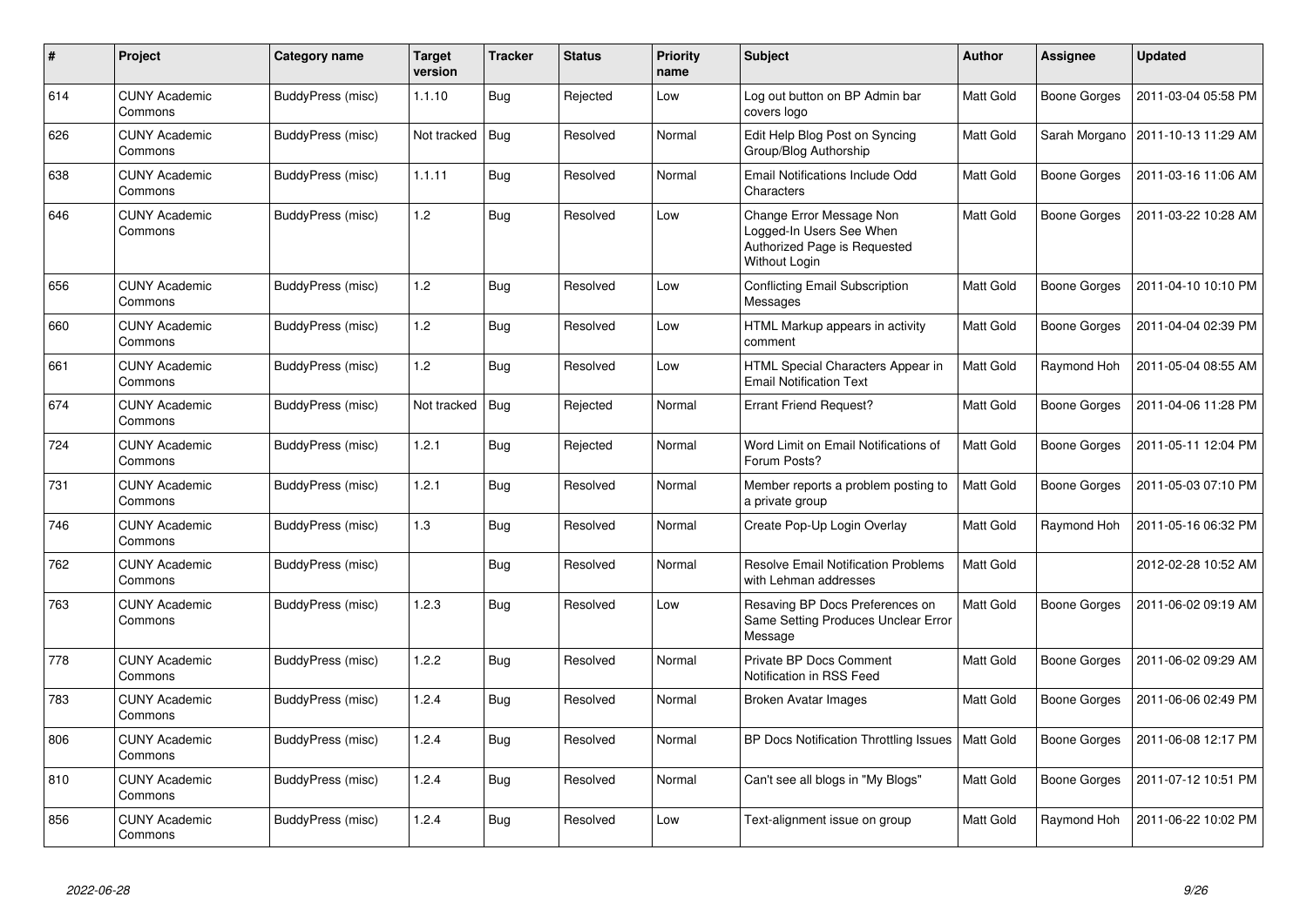| # | Project | Category name | Target version | Tracker | Status | Priority name | Subject | Author | Assignee | Updated |
|---|---|---|---|---|---|---|---|---|---|---|
| 614 | CUNY Academic Commons | BuddyPress (misc) | 1.1.10 | Bug | Rejected | Low | Log out button on BP Admin bar covers logo | Matt Gold | Boone Gorges | 2011-03-04 05:58 PM |
| 626 | CUNY Academic Commons | BuddyPress (misc) | Not tracked | Bug | Resolved | Normal | Edit Help Blog Post on Syncing Group/Blog Authorship | Matt Gold | Sarah Morgano | 2011-10-13 11:29 AM |
| 638 | CUNY Academic Commons | BuddyPress (misc) | 1.1.11 | Bug | Resolved | Normal | Email Notifications Include Odd Characters | Matt Gold | Boone Gorges | 2011-03-16 11:06 AM |
| 646 | CUNY Academic Commons | BuddyPress (misc) | 1.2 | Bug | Resolved | Low | Change Error Message Non Logged-In Users See When Authorized Page is Requested Without Login | Matt Gold | Boone Gorges | 2011-03-22 10:28 AM |
| 656 | CUNY Academic Commons | BuddyPress (misc) | 1.2 | Bug | Resolved | Low | Conflicting Email Subscription Messages | Matt Gold | Boone Gorges | 2011-04-10 10:10 PM |
| 660 | CUNY Academic Commons | BuddyPress (misc) | 1.2 | Bug | Resolved | Low | HTML Markup appears in activity comment | Matt Gold | Boone Gorges | 2011-04-04 02:39 PM |
| 661 | CUNY Academic Commons | BuddyPress (misc) | 1.2 | Bug | Resolved | Low | HTML Special Characters Appear in Email Notification Text | Matt Gold | Raymond Hoh | 2011-05-04 08:55 AM |
| 674 | CUNY Academic Commons | BuddyPress (misc) | Not tracked | Bug | Rejected | Normal | Errant Friend Request? | Matt Gold | Boone Gorges | 2011-04-06 11:28 PM |
| 724 | CUNY Academic Commons | BuddyPress (misc) | 1.2.1 | Bug | Rejected | Normal | Word Limit on Email Notifications of Forum Posts? | Matt Gold | Boone Gorges | 2011-05-11 12:04 PM |
| 731 | CUNY Academic Commons | BuddyPress (misc) | 1.2.1 | Bug | Resolved | Normal | Member reports a problem posting to a private group | Matt Gold | Boone Gorges | 2011-05-03 07:10 PM |
| 746 | CUNY Academic Commons | BuddyPress (misc) | 1.3 | Bug | Resolved | Normal | Create Pop-Up Login Overlay | Matt Gold | Raymond Hoh | 2011-05-16 06:32 PM |
| 762 | CUNY Academic Commons | BuddyPress (misc) | | Bug | Resolved | Normal | Resolve Email Notification Problems with Lehman addresses | Matt Gold | | 2012-02-28 10:52 AM |
| 763 | CUNY Academic Commons | BuddyPress (misc) | 1.2.3 | Bug | Resolved | Low | Resaving BP Docs Preferences on Same Setting Produces Unclear Error Message | Matt Gold | Boone Gorges | 2011-06-02 09:19 AM |
| 778 | CUNY Academic Commons | BuddyPress (misc) | 1.2.2 | Bug | Resolved | Normal | Private BP Docs Comment Notification in RSS Feed | Matt Gold | Boone Gorges | 2011-06-02 09:29 AM |
| 783 | CUNY Academic Commons | BuddyPress (misc) | 1.2.4 | Bug | Resolved | Normal | Broken Avatar Images | Matt Gold | Boone Gorges | 2011-06-06 02:49 PM |
| 806 | CUNY Academic Commons | BuddyPress (misc) | 1.2.4 | Bug | Resolved | Normal | BP Docs Notification Throttling Issues | Matt Gold | Boone Gorges | 2011-06-08 12:17 PM |
| 810 | CUNY Academic Commons | BuddyPress (misc) | 1.2.4 | Bug | Resolved | Normal | Can't see all blogs in "My Blogs" | Matt Gold | Boone Gorges | 2011-07-12 10:51 PM |
| 856 | CUNY Academic Commons | BuddyPress (misc) | 1.2.4 | Bug | Resolved | Low | Text-alignment issue on group | Matt Gold | Raymond Hoh | 2011-06-22 10:02 PM |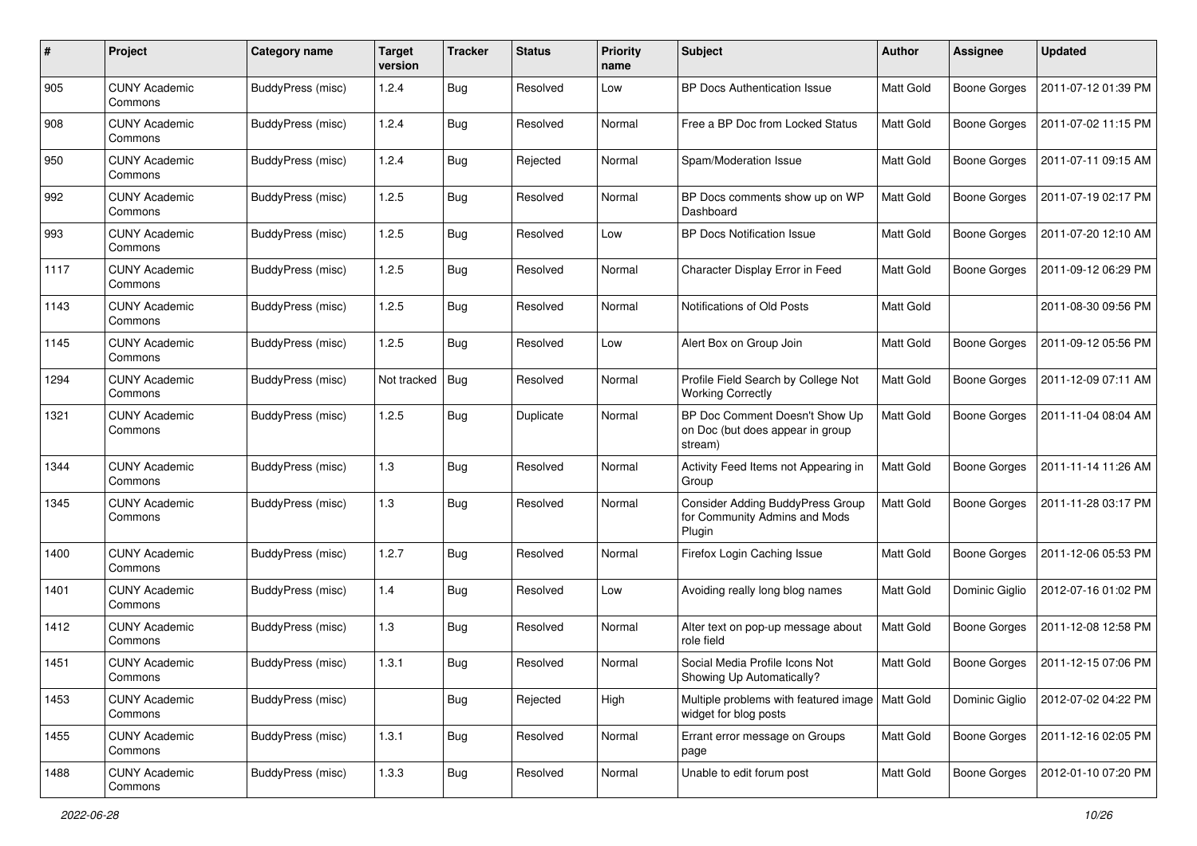| # | Project | Category name | Target version | Tracker | Status | Priority name | Subject | Author | Assignee | Updated |
|---|---|---|---|---|---|---|---|---|---|---|
| 905 | CUNY Academic Commons | BuddyPress (misc) | 1.2.4 | Bug | Resolved | Low | BP Docs Authentication Issue | Matt Gold | Boone Gorges | 2011-07-12 01:39 PM |
| 908 | CUNY Academic Commons | BuddyPress (misc) | 1.2.4 | Bug | Resolved | Normal | Free a BP Doc from Locked Status | Matt Gold | Boone Gorges | 2011-07-02 11:15 PM |
| 950 | CUNY Academic Commons | BuddyPress (misc) | 1.2.4 | Bug | Rejected | Normal | Spam/Moderation Issue | Matt Gold | Boone Gorges | 2011-07-11 09:15 AM |
| 992 | CUNY Academic Commons | BuddyPress (misc) | 1.2.5 | Bug | Resolved | Normal | BP Docs comments show up on WP Dashboard | Matt Gold | Boone Gorges | 2011-07-19 02:17 PM |
| 993 | CUNY Academic Commons | BuddyPress (misc) | 1.2.5 | Bug | Resolved | Low | BP Docs Notification Issue | Matt Gold | Boone Gorges | 2011-07-20 12:10 AM |
| 1117 | CUNY Academic Commons | BuddyPress (misc) | 1.2.5 | Bug | Resolved | Normal | Character Display Error in Feed | Matt Gold | Boone Gorges | 2011-09-12 06:29 PM |
| 1143 | CUNY Academic Commons | BuddyPress (misc) | 1.2.5 | Bug | Resolved | Normal | Notifications of Old Posts | Matt Gold | | 2011-08-30 09:56 PM |
| 1145 | CUNY Academic Commons | BuddyPress (misc) | 1.2.5 | Bug | Resolved | Low | Alert Box on Group Join | Matt Gold | Boone Gorges | 2011-09-12 05:56 PM |
| 1294 | CUNY Academic Commons | BuddyPress (misc) | Not tracked | Bug | Resolved | Normal | Profile Field Search by College Not Working Correctly | Matt Gold | Boone Gorges | 2011-12-09 07:11 AM |
| 1321 | CUNY Academic Commons | BuddyPress (misc) | 1.2.5 | Bug | Duplicate | Normal | BP Doc Comment Doesn't Show Up on Doc (but does appear in group stream) | Matt Gold | Boone Gorges | 2011-11-04 08:04 AM |
| 1344 | CUNY Academic Commons | BuddyPress (misc) | 1.3 | Bug | Resolved | Normal | Activity Feed Items not Appearing in Group | Matt Gold | Boone Gorges | 2011-11-14 11:26 AM |
| 1345 | CUNY Academic Commons | BuddyPress (misc) | 1.3 | Bug | Resolved | Normal | Consider Adding BuddyPress Group for Community Admins and Mods Plugin | Matt Gold | Boone Gorges | 2011-11-28 03:17 PM |
| 1400 | CUNY Academic Commons | BuddyPress (misc) | 1.2.7 | Bug | Resolved | Normal | Firefox Login Caching Issue | Matt Gold | Boone Gorges | 2011-12-06 05:53 PM |
| 1401 | CUNY Academic Commons | BuddyPress (misc) | 1.4 | Bug | Resolved | Low | Avoiding really long blog names | Matt Gold | Dominic Giglio | 2012-07-16 01:02 PM |
| 1412 | CUNY Academic Commons | BuddyPress (misc) | 1.3 | Bug | Resolved | Normal | Alter text on pop-up message about role field | Matt Gold | Boone Gorges | 2011-12-08 12:58 PM |
| 1451 | CUNY Academic Commons | BuddyPress (misc) | 1.3.1 | Bug | Resolved | Normal | Social Media Profile Icons Not Showing Up Automatically? | Matt Gold | Boone Gorges | 2011-12-15 07:06 PM |
| 1453 | CUNY Academic Commons | BuddyPress (misc) | | Bug | Rejected | High | Multiple problems with featured image widget for blog posts | Matt Gold | Dominic Giglio | 2012-07-02 04:22 PM |
| 1455 | CUNY Academic Commons | BuddyPress (misc) | 1.3.1 | Bug | Resolved | Normal | Errant error message on Groups page | Matt Gold | Boone Gorges | 2011-12-16 02:05 PM |
| 1488 | CUNY Academic Commons | BuddyPress (misc) | 1.3.3 | Bug | Resolved | Normal | Unable to edit forum post | Matt Gold | Boone Gorges | 2012-01-10 07:20 PM |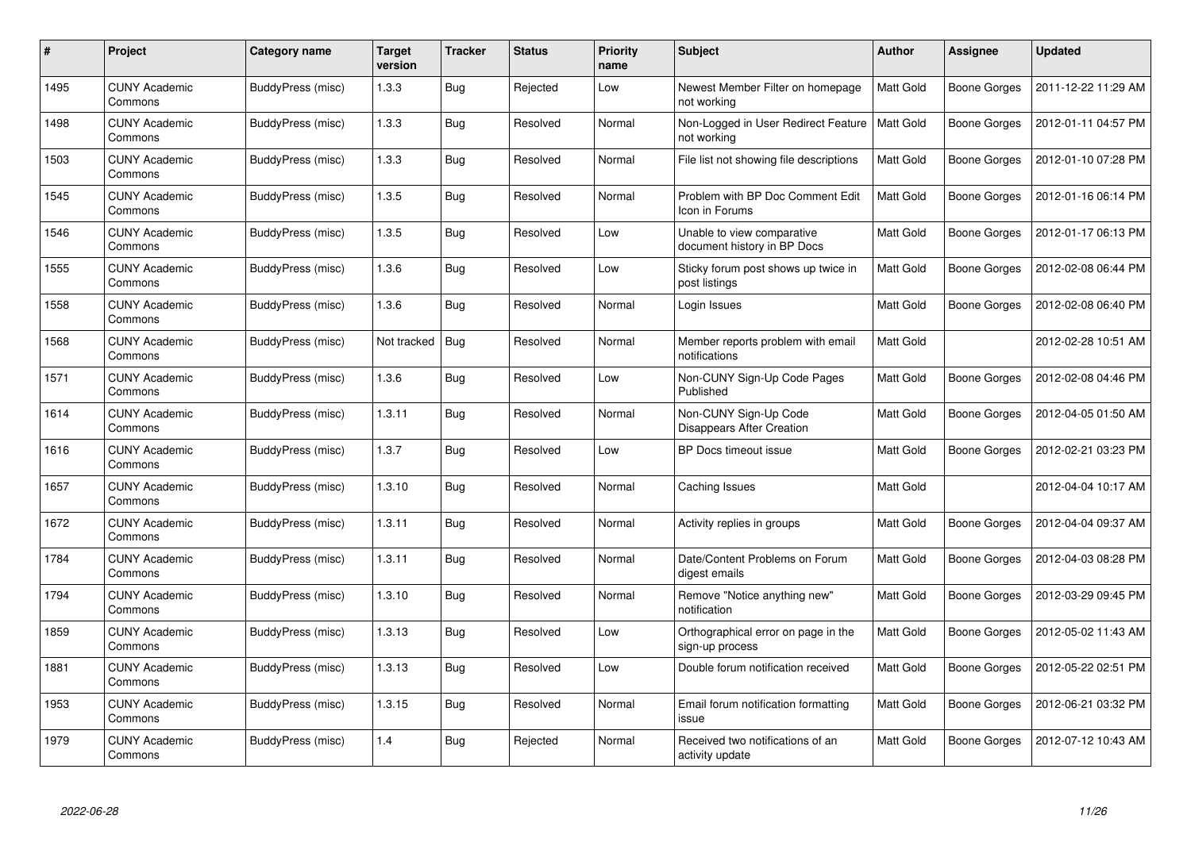| # | Project | Category name | Target version | Tracker | Status | Priority name | Subject | Author | Assignee | Updated |
|---|---|---|---|---|---|---|---|---|---|---|
| 1495 | CUNY Academic Commons | BuddyPress (misc) | 1.3.3 | Bug | Rejected | Low | Newest Member Filter on homepage not working | Matt Gold | Boone Gorges | 2011-12-22 11:29 AM |
| 1498 | CUNY Academic Commons | BuddyPress (misc) | 1.3.3 | Bug | Resolved | Normal | Non-Logged in User Redirect Feature not working | Matt Gold | Boone Gorges | 2012-01-11 04:57 PM |
| 1503 | CUNY Academic Commons | BuddyPress (misc) | 1.3.3 | Bug | Resolved | Normal | File list not showing file descriptions | Matt Gold | Boone Gorges | 2012-01-10 07:28 PM |
| 1545 | CUNY Academic Commons | BuddyPress (misc) | 1.3.5 | Bug | Resolved | Normal | Problem with BP Doc Comment Edit Icon in Forums | Matt Gold | Boone Gorges | 2012-01-16 06:14 PM |
| 1546 | CUNY Academic Commons | BuddyPress (misc) | 1.3.5 | Bug | Resolved | Low | Unable to view comparative document history in BP Docs | Matt Gold | Boone Gorges | 2012-01-17 06:13 PM |
| 1555 | CUNY Academic Commons | BuddyPress (misc) | 1.3.6 | Bug | Resolved | Low | Sticky forum post shows up twice in post listings | Matt Gold | Boone Gorges | 2012-02-08 06:44 PM |
| 1558 | CUNY Academic Commons | BuddyPress (misc) | 1.3.6 | Bug | Resolved | Normal | Login Issues | Matt Gold | Boone Gorges | 2012-02-08 06:40 PM |
| 1568 | CUNY Academic Commons | BuddyPress (misc) | Not tracked | Bug | Resolved | Normal | Member reports problem with email notifications | Matt Gold | | 2012-02-28 10:51 AM |
| 1571 | CUNY Academic Commons | BuddyPress (misc) | 1.3.6 | Bug | Resolved | Low | Non-CUNY Sign-Up Code Pages Published | Matt Gold | Boone Gorges | 2012-02-08 04:46 PM |
| 1614 | CUNY Academic Commons | BuddyPress (misc) | 1.3.11 | Bug | Resolved | Normal | Non-CUNY Sign-Up Code Disappears After Creation | Matt Gold | Boone Gorges | 2012-04-05 01:50 AM |
| 1616 | CUNY Academic Commons | BuddyPress (misc) | 1.3.7 | Bug | Resolved | Low | BP Docs timeout issue | Matt Gold | Boone Gorges | 2012-02-21 03:23 PM |
| 1657 | CUNY Academic Commons | BuddyPress (misc) | 1.3.10 | Bug | Resolved | Normal | Caching Issues | Matt Gold | | 2012-04-04 10:17 AM |
| 1672 | CUNY Academic Commons | BuddyPress (misc) | 1.3.11 | Bug | Resolved | Normal | Activity replies in groups | Matt Gold | Boone Gorges | 2012-04-04 09:37 AM |
| 1784 | CUNY Academic Commons | BuddyPress (misc) | 1.3.11 | Bug | Resolved | Normal | Date/Content Problems on Forum digest emails | Matt Gold | Boone Gorges | 2012-04-03 08:28 PM |
| 1794 | CUNY Academic Commons | BuddyPress (misc) | 1.3.10 | Bug | Resolved | Normal | Remove "Notice anything new" notification | Matt Gold | Boone Gorges | 2012-03-29 09:45 PM |
| 1859 | CUNY Academic Commons | BuddyPress (misc) | 1.3.13 | Bug | Resolved | Low | Orthographical error on page in the sign-up process | Matt Gold | Boone Gorges | 2012-05-02 11:43 AM |
| 1881 | CUNY Academic Commons | BuddyPress (misc) | 1.3.13 | Bug | Resolved | Low | Double forum notification received | Matt Gold | Boone Gorges | 2012-05-22 02:51 PM |
| 1953 | CUNY Academic Commons | BuddyPress (misc) | 1.3.15 | Bug | Resolved | Normal | Email forum notification formatting issue | Matt Gold | Boone Gorges | 2012-06-21 03:32 PM |
| 1979 | CUNY Academic Commons | BuddyPress (misc) | 1.4 | Bug | Rejected | Normal | Received two notifications of an activity update | Matt Gold | Boone Gorges | 2012-07-12 10:43 AM |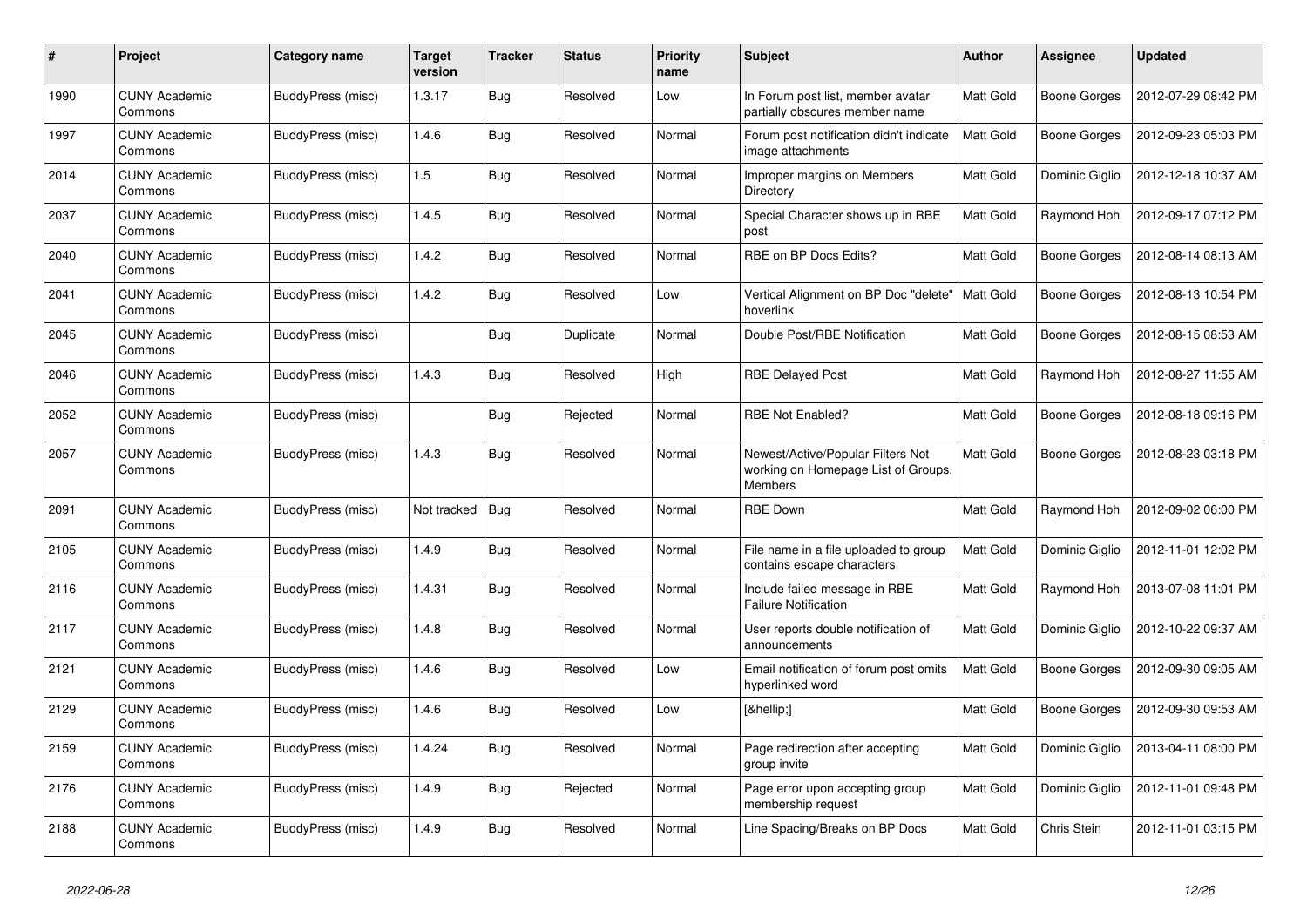| # | Project | Category name | Target version | Tracker | Status | Priority name | Subject | Author | Assignee | Updated |
|---|---|---|---|---|---|---|---|---|---|---|
| 1990 | CUNY Academic Commons | BuddyPress (misc) | 1.3.17 | Bug | Resolved | Low | In Forum post list, member avatar partially obscures member name | Matt Gold | Boone Gorges | 2012-07-29 08:42 PM |
| 1997 | CUNY Academic Commons | BuddyPress (misc) | 1.4.6 | Bug | Resolved | Normal | Forum post notification didn't indicate image attachments | Matt Gold | Boone Gorges | 2012-09-23 05:03 PM |
| 2014 | CUNY Academic Commons | BuddyPress (misc) | 1.5 | Bug | Resolved | Normal | Improper margins on Members Directory | Matt Gold | Dominic Giglio | 2012-12-18 10:37 AM |
| 2037 | CUNY Academic Commons | BuddyPress (misc) | 1.4.5 | Bug | Resolved | Normal | Special Character shows up in RBE post | Matt Gold | Raymond Hoh | 2012-09-17 07:12 PM |
| 2040 | CUNY Academic Commons | BuddyPress (misc) | 1.4.2 | Bug | Resolved | Normal | RBE on BP Docs Edits? | Matt Gold | Boone Gorges | 2012-08-14 08:13 AM |
| 2041 | CUNY Academic Commons | BuddyPress (misc) | 1.4.2 | Bug | Resolved | Low | Vertical Alignment on BP Doc "delete" hoverlink | Matt Gold | Boone Gorges | 2012-08-13 10:54 PM |
| 2045 | CUNY Academic Commons | BuddyPress (misc) | | Bug | Duplicate | Normal | Double Post/RBE Notification | Matt Gold | Boone Gorges | 2012-08-15 08:53 AM |
| 2046 | CUNY Academic Commons | BuddyPress (misc) | 1.4.3 | Bug | Resolved | High | RBE Delayed Post | Matt Gold | Raymond Hoh | 2012-08-27 11:55 AM |
| 2052 | CUNY Academic Commons | BuddyPress (misc) | | Bug | Rejected | Normal | RBE Not Enabled? | Matt Gold | Boone Gorges | 2012-08-18 09:16 PM |
| 2057 | CUNY Academic Commons | BuddyPress (misc) | 1.4.3 | Bug | Resolved | Normal | Newest/Active/Popular Filters Not working on Homepage List of Groups, Members | Matt Gold | Boone Gorges | 2012-08-23 03:18 PM |
| 2091 | CUNY Academic Commons | BuddyPress (misc) | Not tracked | Bug | Resolved | Normal | RBE Down | Matt Gold | Raymond Hoh | 2012-09-02 06:00 PM |
| 2105 | CUNY Academic Commons | BuddyPress (misc) | 1.4.9 | Bug | Resolved | Normal | File name in a file uploaded to group contains escape characters | Matt Gold | Dominic Giglio | 2012-11-01 12:02 PM |
| 2116 | CUNY Academic Commons | BuddyPress (misc) | 1.4.31 | Bug | Resolved | Normal | Include failed message in RBE Failure Notification | Matt Gold | Raymond Hoh | 2013-07-08 11:01 PM |
| 2117 | CUNY Academic Commons | BuddyPress (misc) | 1.4.8 | Bug | Resolved | Normal | User reports double notification of announcements | Matt Gold | Dominic Giglio | 2012-10-22 09:37 AM |
| 2121 | CUNY Academic Commons | BuddyPress (misc) | 1.4.6 | Bug | Resolved | Low | Email notification of forum post omits hyperlinked word | Matt Gold | Boone Gorges | 2012-09-30 09:05 AM |
| 2129 | CUNY Academic Commons | BuddyPress (misc) | 1.4.6 | Bug | Resolved | Low | [&hellip;] | Matt Gold | Boone Gorges | 2012-09-30 09:53 AM |
| 2159 | CUNY Academic Commons | BuddyPress (misc) | 1.4.24 | Bug | Resolved | Normal | Page redirection after accepting group invite | Matt Gold | Dominic Giglio | 2013-04-11 08:00 PM |
| 2176 | CUNY Academic Commons | BuddyPress (misc) | 1.4.9 | Bug | Rejected | Normal | Page error upon accepting group membership request | Matt Gold | Dominic Giglio | 2012-11-01 09:48 PM |
| 2188 | CUNY Academic Commons | BuddyPress (misc) | 1.4.9 | Bug | Resolved | Normal | Line Spacing/Breaks on BP Docs | Matt Gold | Chris Stein | 2012-11-01 03:15 PM |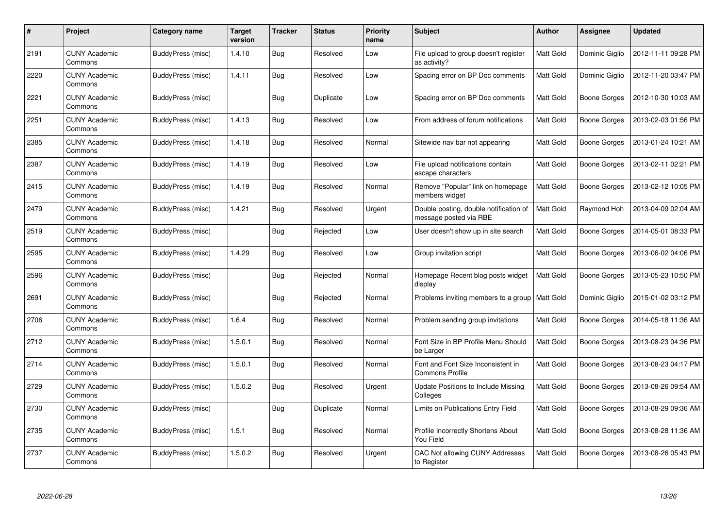| # | Project | Category name | Target version | Tracker | Status | Priority name | Subject | Author | Assignee | Updated |
|---|---|---|---|---|---|---|---|---|---|---|
| 2191 | CUNY Academic Commons | BuddyPress (misc) | 1.4.10 | Bug | Resolved | Low | File upload to group doesn't register as activity? | Matt Gold | Dominic Giglio | 2012-11-11 09:28 PM |
| 2220 | CUNY Academic Commons | BuddyPress (misc) | 1.4.11 | Bug | Resolved | Low | Spacing error on BP Doc comments | Matt Gold | Dominic Giglio | 2012-11-20 03:47 PM |
| 2221 | CUNY Academic Commons | BuddyPress (misc) | | Bug | Duplicate | Low | Spacing error on BP Doc comments | Matt Gold | Boone Gorges | 2012-10-30 10:03 AM |
| 2251 | CUNY Academic Commons | BuddyPress (misc) | 1.4.13 | Bug | Resolved | Low | From address of forum notifications | Matt Gold | Boone Gorges | 2013-02-03 01:56 PM |
| 2385 | CUNY Academic Commons | BuddyPress (misc) | 1.4.18 | Bug | Resolved | Normal | Sitewide nav bar not appearing | Matt Gold | Boone Gorges | 2013-01-24 10:21 AM |
| 2387 | CUNY Academic Commons | BuddyPress (misc) | 1.4.19 | Bug | Resolved | Low | File upload notifications contain escape characters | Matt Gold | Boone Gorges | 2013-02-11 02:21 PM |
| 2415 | CUNY Academic Commons | BuddyPress (misc) | 1.4.19 | Bug | Resolved | Normal | Remove "Popular" link on homepage members widget | Matt Gold | Boone Gorges | 2013-02-12 10:05 PM |
| 2479 | CUNY Academic Commons | BuddyPress (misc) | 1.4.21 | Bug | Resolved | Urgent | Double posting, double notification of message posted via RBE | Matt Gold | Raymond Hoh | 2013-04-09 02:04 AM |
| 2519 | CUNY Academic Commons | BuddyPress (misc) | | Bug | Rejected | Low | User doesn't show up in site search | Matt Gold | Boone Gorges | 2014-05-01 08:33 PM |
| 2595 | CUNY Academic Commons | BuddyPress (misc) | 1.4.29 | Bug | Resolved | Low | Group invitation script | Matt Gold | Boone Gorges | 2013-06-02 04:06 PM |
| 2596 | CUNY Academic Commons | BuddyPress (misc) | | Bug | Rejected | Normal | Homepage Recent blog posts widget display | Matt Gold | Boone Gorges | 2013-05-23 10:50 PM |
| 2691 | CUNY Academic Commons | BuddyPress (misc) | | Bug | Rejected | Normal | Problems inviting members to a group | Matt Gold | Dominic Giglio | 2015-01-02 03:12 PM |
| 2706 | CUNY Academic Commons | BuddyPress (misc) | 1.6.4 | Bug | Resolved | Normal | Problem sending group invitations | Matt Gold | Boone Gorges | 2014-05-18 11:36 AM |
| 2712 | CUNY Academic Commons | BuddyPress (misc) | 1.5.0.1 | Bug | Resolved | Normal | Font Size in BP Profile Menu Should be Larger | Matt Gold | Boone Gorges | 2013-08-23 04:36 PM |
| 2714 | CUNY Academic Commons | BuddyPress (misc) | 1.5.0.1 | Bug | Resolved | Normal | Font and Font Size Inconsistent in Commons Profile | Matt Gold | Boone Gorges | 2013-08-23 04:17 PM |
| 2729 | CUNY Academic Commons | BuddyPress (misc) | 1.5.0.2 | Bug | Resolved | Urgent | Update Positions to Include Missing Colleges | Matt Gold | Boone Gorges | 2013-08-26 09:54 AM |
| 2730 | CUNY Academic Commons | BuddyPress (misc) | | Bug | Duplicate | Normal | Limits on Publications Entry Field | Matt Gold | Boone Gorges | 2013-08-29 09:36 AM |
| 2735 | CUNY Academic Commons | BuddyPress (misc) | 1.5.1 | Bug | Resolved | Normal | Profile Incorrectly Shortens About You Field | Matt Gold | Boone Gorges | 2013-08-28 11:36 AM |
| 2737 | CUNY Academic Commons | BuddyPress (misc) | 1.5.0.2 | Bug | Resolved | Urgent | CAC Not allowing CUNY Addresses to Register | Matt Gold | Boone Gorges | 2013-08-26 05:43 PM |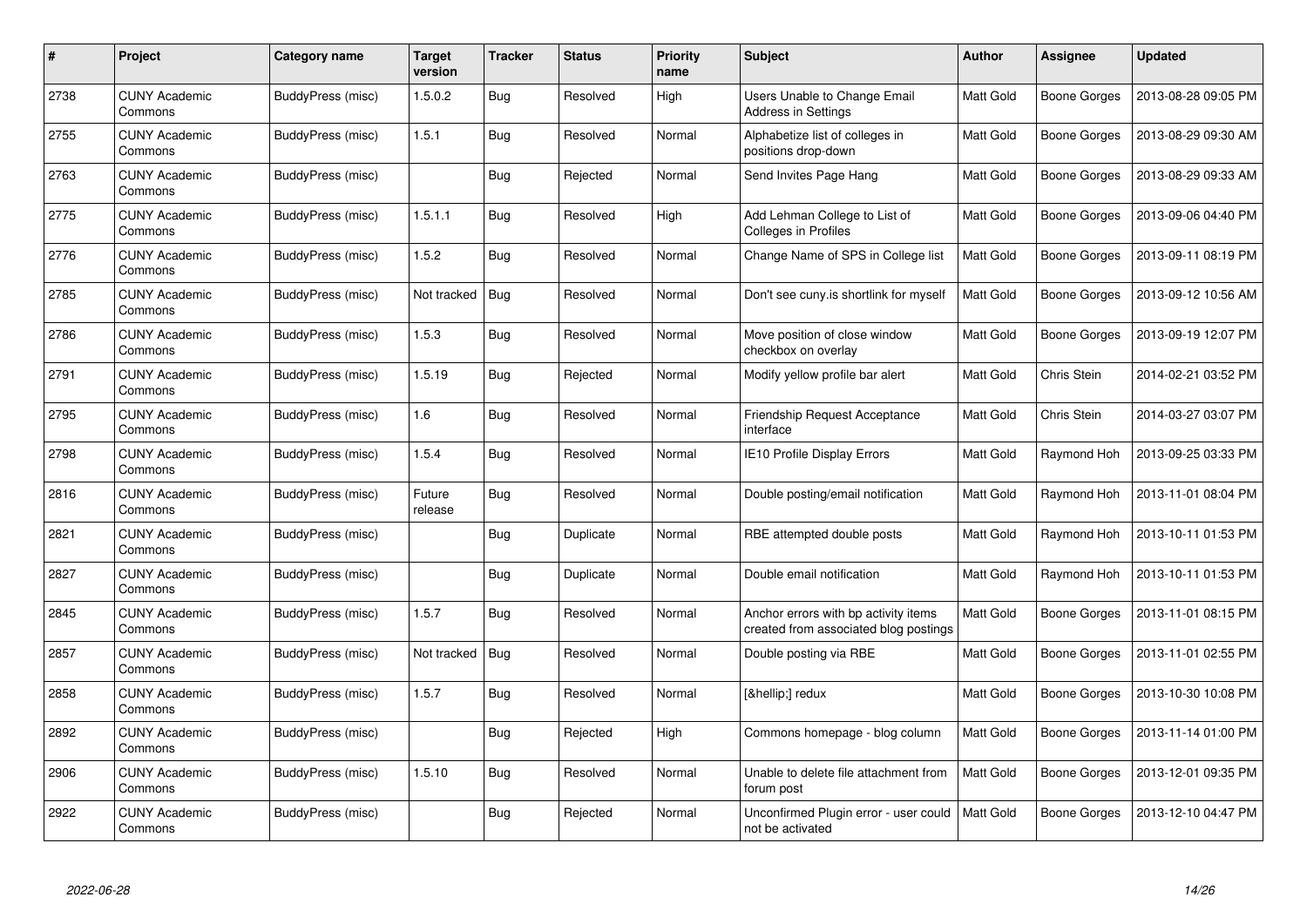| # | Project | Category name | Target version | Tracker | Status | Priority name | Subject | Author | Assignee | Updated |
|---|---|---|---|---|---|---|---|---|---|---|
| 2738 | CUNY Academic Commons | BuddyPress (misc) | 1.5.0.2 | Bug | Resolved | High | Users Unable to Change Email Address in Settings | Matt Gold | Boone Gorges | 2013-08-28 09:05 PM |
| 2755 | CUNY Academic Commons | BuddyPress (misc) | 1.5.1 | Bug | Resolved | Normal | Alphabetize list of colleges in positions drop-down | Matt Gold | Boone Gorges | 2013-08-29 09:30 AM |
| 2763 | CUNY Academic Commons | BuddyPress (misc) | | Bug | Rejected | Normal | Send Invites Page Hang | Matt Gold | Boone Gorges | 2013-08-29 09:33 AM |
| 2775 | CUNY Academic Commons | BuddyPress (misc) | 1.5.1.1 | Bug | Resolved | High | Add Lehman College to List of Colleges in Profiles | Matt Gold | Boone Gorges | 2013-09-06 04:40 PM |
| 2776 | CUNY Academic Commons | BuddyPress (misc) | 1.5.2 | Bug | Resolved | Normal | Change Name of SPS in College list | Matt Gold | Boone Gorges | 2013-09-11 08:19 PM |
| 2785 | CUNY Academic Commons | BuddyPress (misc) | Not tracked | Bug | Resolved | Normal | Don't see cuny.is shortlink for myself | Matt Gold | Boone Gorges | 2013-09-12 10:56 AM |
| 2786 | CUNY Academic Commons | BuddyPress (misc) | 1.5.3 | Bug | Resolved | Normal | Move position of close window checkbox on overlay | Matt Gold | Boone Gorges | 2013-09-19 12:07 PM |
| 2791 | CUNY Academic Commons | BuddyPress (misc) | 1.5.19 | Bug | Rejected | Normal | Modify yellow profile bar alert | Matt Gold | Chris Stein | 2014-02-21 03:52 PM |
| 2795 | CUNY Academic Commons | BuddyPress (misc) | 1.6 | Bug | Resolved | Normal | Friendship Request Acceptance interface | Matt Gold | Chris Stein | 2014-03-27 03:07 PM |
| 2798 | CUNY Academic Commons | BuddyPress (misc) | 1.5.4 | Bug | Resolved | Normal | IE10 Profile Display Errors | Matt Gold | Raymond Hoh | 2013-09-25 03:33 PM |
| 2816 | CUNY Academic Commons | BuddyPress (misc) | Future release | Bug | Resolved | Normal | Double posting/email notification | Matt Gold | Raymond Hoh | 2013-11-01 08:04 PM |
| 2821 | CUNY Academic Commons | BuddyPress (misc) | | Bug | Duplicate | Normal | RBE attempted double posts | Matt Gold | Raymond Hoh | 2013-10-11 01:53 PM |
| 2827 | CUNY Academic Commons | BuddyPress (misc) | | Bug | Duplicate | Normal | Double email notification | Matt Gold | Raymond Hoh | 2013-10-11 01:53 PM |
| 2845 | CUNY Academic Commons | BuddyPress (misc) | 1.5.7 | Bug | Resolved | Normal | Anchor errors with bp activity items created from associated blog postings | Matt Gold | Boone Gorges | 2013-11-01 08:15 PM |
| 2857 | CUNY Academic Commons | BuddyPress (misc) | Not tracked | Bug | Resolved | Normal | Double posting via RBE | Matt Gold | Boone Gorges | 2013-11-01 02:55 PM |
| 2858 | CUNY Academic Commons | BuddyPress (misc) | 1.5.7 | Bug | Resolved | Normal | [&hellip;] redux | Matt Gold | Boone Gorges | 2013-10-30 10:08 PM |
| 2892 | CUNY Academic Commons | BuddyPress (misc) | | Bug | Rejected | High | Commons homepage - blog column | Matt Gold | Boone Gorges | 2013-11-14 01:00 PM |
| 2906 | CUNY Academic Commons | BuddyPress (misc) | 1.5.10 | Bug | Resolved | Normal | Unable to delete file attachment from forum post | Matt Gold | Boone Gorges | 2013-12-01 09:35 PM |
| 2922 | CUNY Academic Commons | BuddyPress (misc) | | Bug | Rejected | Normal | Unconfirmed Plugin error - user could not be activated | Matt Gold | Boone Gorges | 2013-12-10 04:47 PM |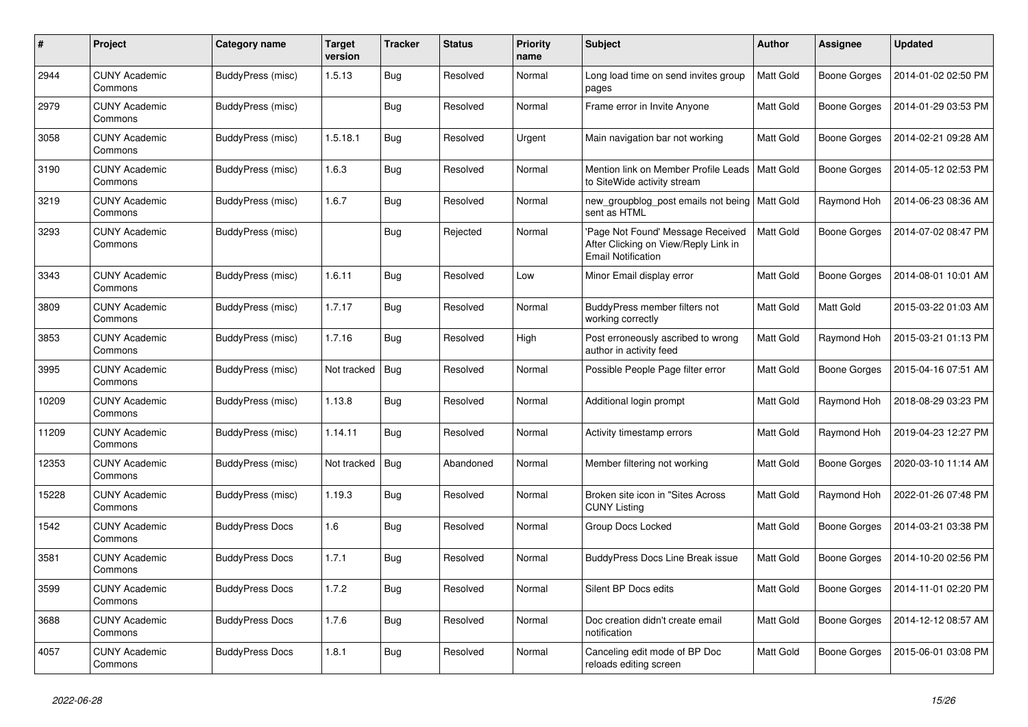| # | Project | Category name | Target version | Tracker | Status | Priority name | Subject | Author | Assignee | Updated |
|---|---|---|---|---|---|---|---|---|---|---|
| 2944 | CUNY Academic Commons | BuddyPress (misc) | 1.5.13 | Bug | Resolved | Normal | Long load time on send invites group pages | Matt Gold | Boone Gorges | 2014-01-02 02:50 PM |
| 2979 | CUNY Academic Commons | BuddyPress (misc) | | Bug | Resolved | Normal | Frame error in Invite Anyone | Matt Gold | Boone Gorges | 2014-01-29 03:53 PM |
| 3058 | CUNY Academic Commons | BuddyPress (misc) | 1.5.18.1 | Bug | Resolved | Urgent | Main navigation bar not working | Matt Gold | Boone Gorges | 2014-02-21 09:28 AM |
| 3190 | CUNY Academic Commons | BuddyPress (misc) | 1.6.3 | Bug | Resolved | Normal | Mention link on Member Profile Leads to SiteWide activity stream | Matt Gold | Boone Gorges | 2014-05-12 02:53 PM |
| 3219 | CUNY Academic Commons | BuddyPress (misc) | 1.6.7 | Bug | Resolved | Normal | new_groupblog_post emails not being sent as HTML | Matt Gold | Raymond Hoh | 2014-06-23 08:36 AM |
| 3293 | CUNY Academic Commons | BuddyPress (misc) | | Bug | Rejected | Normal | 'Page Not Found' Message Received After Clicking on View/Reply Link in Email Notification | Matt Gold | Boone Gorges | 2014-07-02 08:47 PM |
| 3343 | CUNY Academic Commons | BuddyPress (misc) | 1.6.11 | Bug | Resolved | Low | Minor Email display error | Matt Gold | Boone Gorges | 2014-08-01 10:01 AM |
| 3809 | CUNY Academic Commons | BuddyPress (misc) | 1.7.17 | Bug | Resolved | Normal | BuddyPress member filters not working correctly | Matt Gold | Matt Gold | 2015-03-22 01:03 AM |
| 3853 | CUNY Academic Commons | BuddyPress (misc) | 1.7.16 | Bug | Resolved | High | Post erroneously ascribed to wrong author in activity feed | Matt Gold | Raymond Hoh | 2015-03-21 01:13 PM |
| 3995 | CUNY Academic Commons | BuddyPress (misc) | Not tracked | Bug | Resolved | Normal | Possible People Page filter error | Matt Gold | Boone Gorges | 2015-04-16 07:51 AM |
| 10209 | CUNY Academic Commons | BuddyPress (misc) | 1.13.8 | Bug | Resolved | Normal | Additional login prompt | Matt Gold | Raymond Hoh | 2018-08-29 03:23 PM |
| 11209 | CUNY Academic Commons | BuddyPress (misc) | 1.14.11 | Bug | Resolved | Normal | Activity timestamp errors | Matt Gold | Raymond Hoh | 2019-04-23 12:27 PM |
| 12353 | CUNY Academic Commons | BuddyPress (misc) | Not tracked | Bug | Abandoned | Normal | Member filtering not working | Matt Gold | Boone Gorges | 2020-03-10 11:14 AM |
| 15228 | CUNY Academic Commons | BuddyPress (misc) | 1.19.3 | Bug | Resolved | Normal | Broken site icon in "Sites Across CUNY Listing | Matt Gold | Raymond Hoh | 2022-01-26 07:48 PM |
| 1542 | CUNY Academic Commons | BuddyPress Docs | 1.6 | Bug | Resolved | Normal | Group Docs Locked | Matt Gold | Boone Gorges | 2014-03-21 03:38 PM |
| 3581 | CUNY Academic Commons | BuddyPress Docs | 1.7.1 | Bug | Resolved | Normal | BuddyPress Docs Line Break issue | Matt Gold | Boone Gorges | 2014-10-20 02:56 PM |
| 3599 | CUNY Academic Commons | BuddyPress Docs | 1.7.2 | Bug | Resolved | Normal | Silent BP Docs edits | Matt Gold | Boone Gorges | 2014-11-01 02:20 PM |
| 3688 | CUNY Academic Commons | BuddyPress Docs | 1.7.6 | Bug | Resolved | Normal | Doc creation didn't create email notification | Matt Gold | Boone Gorges | 2014-12-12 08:57 AM |
| 4057 | CUNY Academic Commons | BuddyPress Docs | 1.8.1 | Bug | Resolved | Normal | Canceling edit mode of BP Doc reloads editing screen | Matt Gold | Boone Gorges | 2015-06-01 03:08 PM |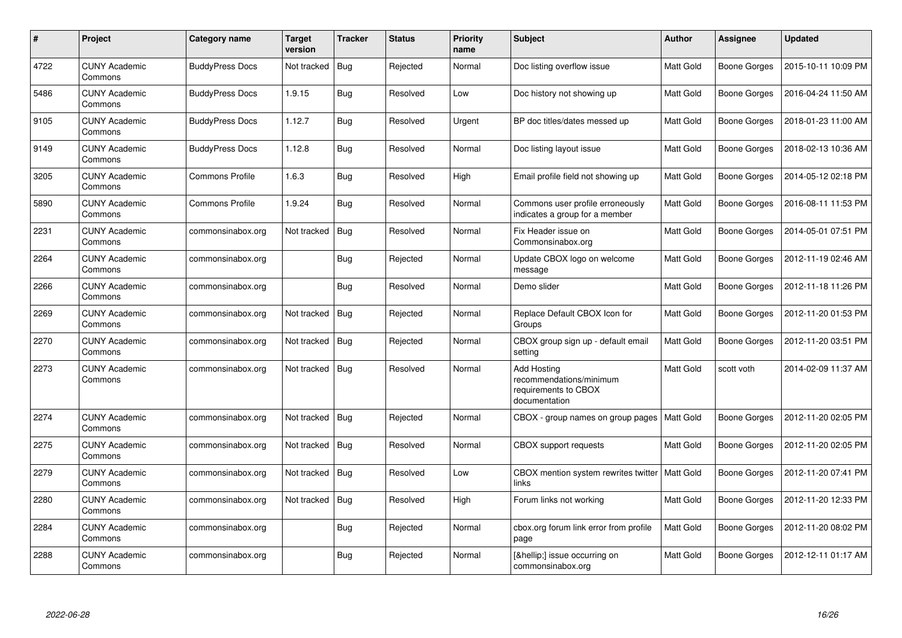| # | Project | Category name | Target version | Tracker | Status | Priority name | Subject | Author | Assignee | Updated |
|---|---|---|---|---|---|---|---|---|---|---|
| 4722 | CUNY Academic Commons | BuddyPress Docs | Not tracked | Bug | Rejected | Normal | Doc listing overflow issue | Matt Gold | Boone Gorges | 2015-10-11 10:09 PM |
| 5486 | CUNY Academic Commons | BuddyPress Docs | 1.9.15 | Bug | Resolved | Low | Doc history not showing up | Matt Gold | Boone Gorges | 2016-04-24 11:50 AM |
| 9105 | CUNY Academic Commons | BuddyPress Docs | 1.12.7 | Bug | Resolved | Urgent | BP doc titles/dates messed up | Matt Gold | Boone Gorges | 2018-01-23 11:00 AM |
| 9149 | CUNY Academic Commons | BuddyPress Docs | 1.12.8 | Bug | Resolved | Normal | Doc listing layout issue | Matt Gold | Boone Gorges | 2018-02-13 10:36 AM |
| 3205 | CUNY Academic Commons | Commons Profile | 1.6.3 | Bug | Resolved | High | Email profile field not showing up | Matt Gold | Boone Gorges | 2014-05-12 02:18 PM |
| 5890 | CUNY Academic Commons | Commons Profile | 1.9.24 | Bug | Resolved | Normal | Commons user profile erroneously indicates a group for a member | Matt Gold | Boone Gorges | 2016-08-11 11:53 PM |
| 2231 | CUNY Academic Commons | commonsinabox.org | Not tracked | Bug | Resolved | Normal | Fix Header issue on Commonsinabox.org | Matt Gold | Boone Gorges | 2014-05-01 07:51 PM |
| 2264 | CUNY Academic Commons | commonsinabox.org | | Bug | Rejected | Normal | Update CBOX logo on welcome message | Matt Gold | Boone Gorges | 2012-11-19 02:46 AM |
| 2266 | CUNY Academic Commons | commonsinabox.org | | Bug | Resolved | Normal | Demo slider | Matt Gold | Boone Gorges | 2012-11-18 11:26 PM |
| 2269 | CUNY Academic Commons | commonsinabox.org | Not tracked | Bug | Rejected | Normal | Replace Default CBOX Icon for Groups | Matt Gold | Boone Gorges | 2012-11-20 01:53 PM |
| 2270 | CUNY Academic Commons | commonsinabox.org | Not tracked | Bug | Rejected | Normal | CBOX group sign up - default email setting | Matt Gold | Boone Gorges | 2012-11-20 03:51 PM |
| 2273 | CUNY Academic Commons | commonsinabox.org | Not tracked | Bug | Resolved | Normal | Add Hosting recommendations/minimum requirements to CBOX documentation | Matt Gold | scott voth | 2014-02-09 11:37 AM |
| 2274 | CUNY Academic Commons | commonsinabox.org | Not tracked | Bug | Rejected | Normal | CBOX - group names on group pages | Matt Gold | Boone Gorges | 2012-11-20 02:05 PM |
| 2275 | CUNY Academic Commons | commonsinabox.org | Not tracked | Bug | Resolved | Normal | CBOX support requests | Matt Gold | Boone Gorges | 2012-11-20 02:05 PM |
| 2279 | CUNY Academic Commons | commonsinabox.org | Not tracked | Bug | Resolved | Low | CBOX mention system rewrites twitter links | Matt Gold | Boone Gorges | 2012-11-20 07:41 PM |
| 2280 | CUNY Academic Commons | commonsinabox.org | Not tracked | Bug | Resolved | High | Forum links not working | Matt Gold | Boone Gorges | 2012-11-20 12:33 PM |
| 2284 | CUNY Academic Commons | commonsinabox.org | | Bug | Rejected | Normal | cbox.org forum link error from profile page | Matt Gold | Boone Gorges | 2012-11-20 08:02 PM |
| 2288 | CUNY Academic Commons | commonsinabox.org | | Bug | Rejected | Normal | [&hellip;] issue occurring on commonsinabox.org | Matt Gold | Boone Gorges | 2012-12-11 01:17 AM |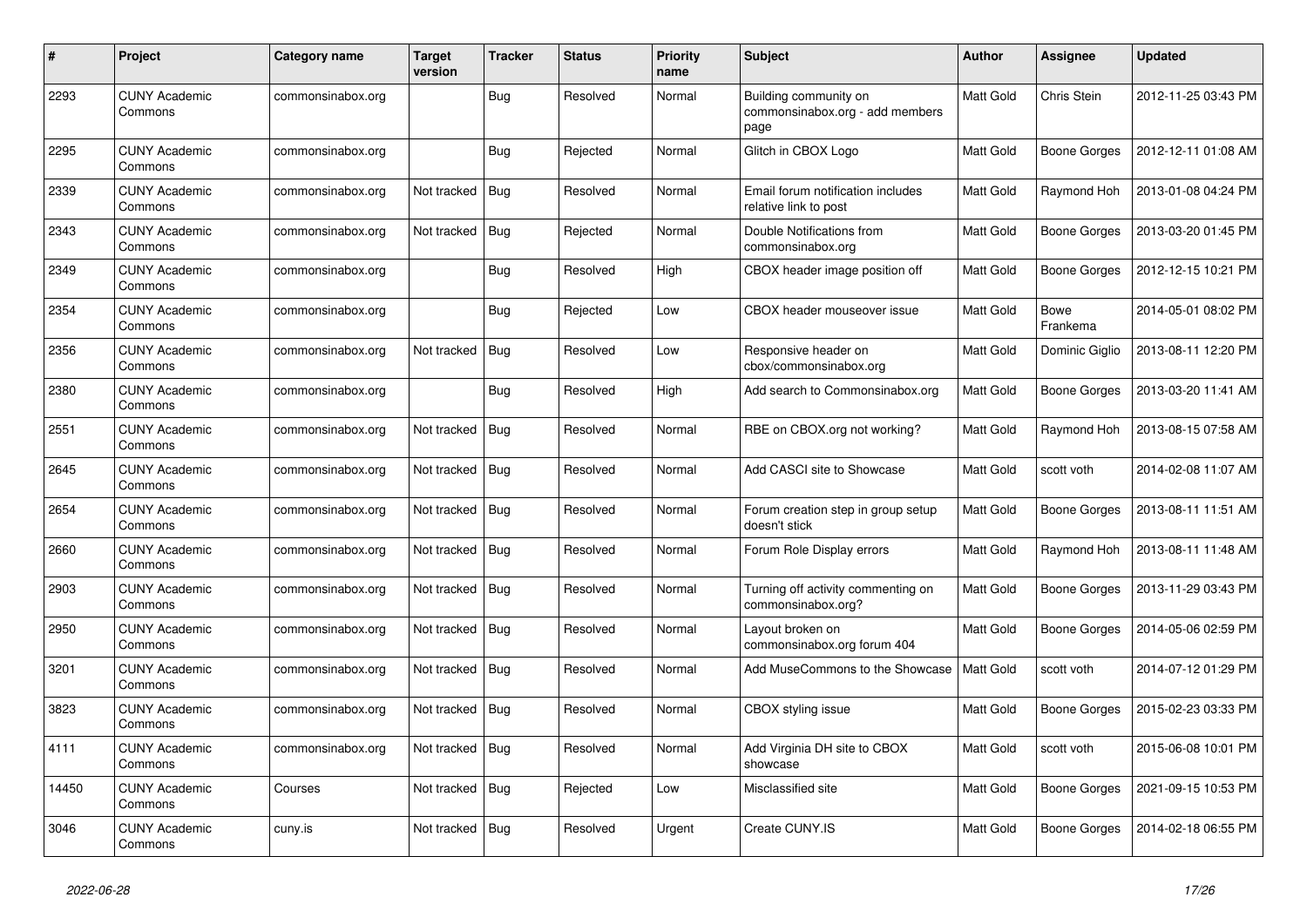| # | Project | Category name | Target version | Tracker | Status | Priority name | Subject | Author | Assignee | Updated |
|---|---|---|---|---|---|---|---|---|---|---|
| 2293 | CUNY Academic Commons | commonsinabox.org | | Bug | Resolved | Normal | Building community on commonsinabox.org - add members page | Matt Gold | Chris Stein | 2012-11-25 03:43 PM |
| 2295 | CUNY Academic Commons | commonsinabox.org | | Bug | Rejected | Normal | Glitch in CBOX Logo | Matt Gold | Boone Gorges | 2012-12-11 01:08 AM |
| 2339 | CUNY Academic Commons | commonsinabox.org | Not tracked | Bug | Resolved | Normal | Email forum notification includes relative link to post | Matt Gold | Raymond Hoh | 2013-01-08 04:24 PM |
| 2343 | CUNY Academic Commons | commonsinabox.org | Not tracked | Bug | Rejected | Normal | Double Notifications from commonsinabox.org | Matt Gold | Boone Gorges | 2013-03-20 01:45 PM |
| 2349 | CUNY Academic Commons | commonsinabox.org | | Bug | Resolved | High | CBOX header image position off | Matt Gold | Boone Gorges | 2012-12-15 10:21 PM |
| 2354 | CUNY Academic Commons | commonsinabox.org | | Bug | Rejected | Low | CBOX header mouseover issue | Matt Gold | Bowe Frankema | 2014-05-01 08:02 PM |
| 2356 | CUNY Academic Commons | commonsinabox.org | Not tracked | Bug | Resolved | Low | Responsive header on cbox/commonsinabox.org | Matt Gold | Dominic Giglio | 2013-08-11 12:20 PM |
| 2380 | CUNY Academic Commons | commonsinabox.org | | Bug | Resolved | High | Add search to Commonsinabox.org | Matt Gold | Boone Gorges | 2013-03-20 11:41 AM |
| 2551 | CUNY Academic Commons | commonsinabox.org | Not tracked | Bug | Resolved | Normal | RBE on CBOX.org not working? | Matt Gold | Raymond Hoh | 2013-08-15 07:58 AM |
| 2645 | CUNY Academic Commons | commonsinabox.org | Not tracked | Bug | Resolved | Normal | Add CASCI site to Showcase | Matt Gold | scott voth | 2014-02-08 11:07 AM |
| 2654 | CUNY Academic Commons | commonsinabox.org | Not tracked | Bug | Resolved | Normal | Forum creation step in group setup doesn't stick | Matt Gold | Boone Gorges | 2013-08-11 11:51 AM |
| 2660 | CUNY Academic Commons | commonsinabox.org | Not tracked | Bug | Resolved | Normal | Forum Role Display errors | Matt Gold | Raymond Hoh | 2013-08-11 11:48 AM |
| 2903 | CUNY Academic Commons | commonsinabox.org | Not tracked | Bug | Resolved | Normal | Turning off activity commenting on commonsinabox.org? | Matt Gold | Boone Gorges | 2013-11-29 03:43 PM |
| 2950 | CUNY Academic Commons | commonsinabox.org | Not tracked | Bug | Resolved | Normal | Layout broken on commonsinabox.org forum 404 | Matt Gold | Boone Gorges | 2014-05-06 02:59 PM |
| 3201 | CUNY Academic Commons | commonsinabox.org | Not tracked | Bug | Resolved | Normal | Add MuseCommons to the Showcase | Matt Gold | scott voth | 2014-07-12 01:29 PM |
| 3823 | CUNY Academic Commons | commonsinabox.org | Not tracked | Bug | Resolved | Normal | CBOX styling issue | Matt Gold | Boone Gorges | 2015-02-23 03:33 PM |
| 4111 | CUNY Academic Commons | commonsinabox.org | Not tracked | Bug | Resolved | Normal | Add Virginia DH site to CBOX showcase | Matt Gold | scott voth | 2015-06-08 10:01 PM |
| 14450 | CUNY Academic Commons | Courses | Not tracked | Bug | Rejected | Low | Misclassified site | Matt Gold | Boone Gorges | 2021-09-15 10:53 PM |
| 3046 | CUNY Academic Commons | cuny.is | Not tracked | Bug | Resolved | Urgent | Create CUNY.IS | Matt Gold | Boone Gorges | 2014-02-18 06:55 PM |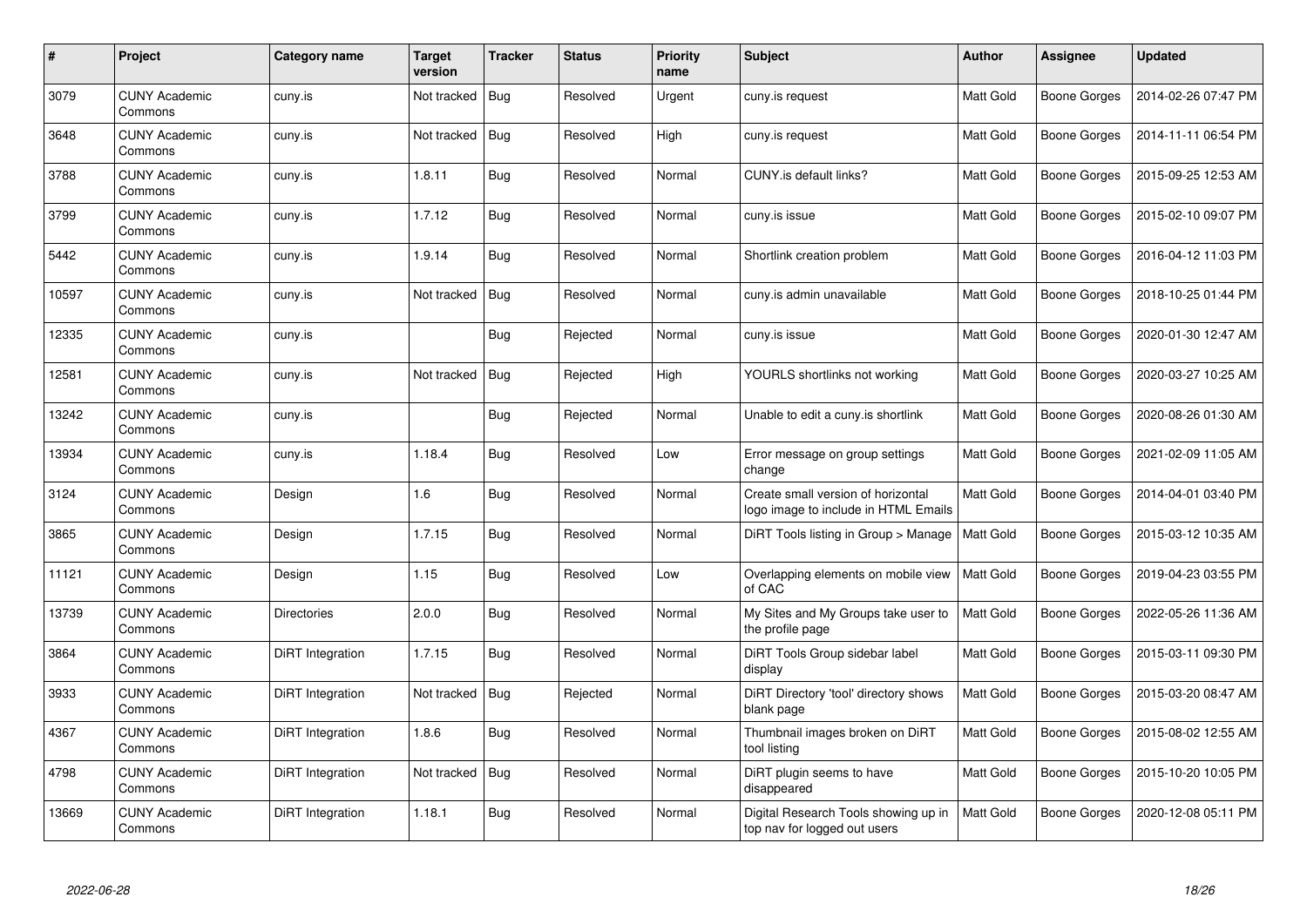| # | Project | Category name | Target version | Tracker | Status | Priority name | Subject | Author | Assignee | Updated |
|---|---|---|---|---|---|---|---|---|---|---|
| 3079 | CUNY Academic Commons | cuny.is | Not tracked | Bug | Resolved | Urgent | cuny.is request | Matt Gold | Boone Gorges | 2014-02-26 07:47 PM |
| 3648 | CUNY Academic Commons | cuny.is | Not tracked | Bug | Resolved | High | cuny.is request | Matt Gold | Boone Gorges | 2014-11-11 06:54 PM |
| 3788 | CUNY Academic Commons | cuny.is | 1.8.11 | Bug | Resolved | Normal | CUNY.is default links? | Matt Gold | Boone Gorges | 2015-09-25 12:53 AM |
| 3799 | CUNY Academic Commons | cuny.is | 1.7.12 | Bug | Resolved | Normal | cuny.is issue | Matt Gold | Boone Gorges | 2015-02-10 09:07 PM |
| 5442 | CUNY Academic Commons | cuny.is | 1.9.14 | Bug | Resolved | Normal | Shortlink creation problem | Matt Gold | Boone Gorges | 2016-04-12 11:03 PM |
| 10597 | CUNY Academic Commons | cuny.is | Not tracked | Bug | Resolved | Normal | cuny.is admin unavailable | Matt Gold | Boone Gorges | 2018-10-25 01:44 PM |
| 12335 | CUNY Academic Commons | cuny.is | | Bug | Rejected | Normal | cuny.is issue | Matt Gold | Boone Gorges | 2020-01-30 12:47 AM |
| 12581 | CUNY Academic Commons | cuny.is | Not tracked | Bug | Rejected | High | YOURLS shortlinks not working | Matt Gold | Boone Gorges | 2020-03-27 10:25 AM |
| 13242 | CUNY Academic Commons | cuny.is | | Bug | Rejected | Normal | Unable to edit a cuny.is shortlink | Matt Gold | Boone Gorges | 2020-08-26 01:30 AM |
| 13934 | CUNY Academic Commons | cuny.is | 1.18.4 | Bug | Resolved | Low | Error message on group settings change | Matt Gold | Boone Gorges | 2021-02-09 11:05 AM |
| 3124 | CUNY Academic Commons | Design | 1.6 | Bug | Resolved | Normal | Create small version of horizontal logo image to include in HTML Emails | Matt Gold | Boone Gorges | 2014-04-01 03:40 PM |
| 3865 | CUNY Academic Commons | Design | 1.7.15 | Bug | Resolved | Normal | DiRT Tools listing in Group > Manage | Matt Gold | Boone Gorges | 2015-03-12 10:35 AM |
| 11121 | CUNY Academic Commons | Design | 1.15 | Bug | Resolved | Low | Overlapping elements on mobile view of CAC | Matt Gold | Boone Gorges | 2019-04-23 03:55 PM |
| 13739 | CUNY Academic Commons | Directories | 2.0.0 | Bug | Resolved | Normal | My Sites and My Groups take user to the profile page | Matt Gold | Boone Gorges | 2022-05-26 11:36 AM |
| 3864 | CUNY Academic Commons | DiRT Integration | 1.7.15 | Bug | Resolved | Normal | DiRT Tools Group sidebar label display | Matt Gold | Boone Gorges | 2015-03-11 09:30 PM |
| 3933 | CUNY Academic Commons | DiRT Integration | Not tracked | Bug | Rejected | Normal | DiRT Directory 'tool' directory shows blank page | Matt Gold | Boone Gorges | 2015-03-20 08:47 AM |
| 4367 | CUNY Academic Commons | DiRT Integration | 1.8.6 | Bug | Resolved | Normal | Thumbnail images broken on DiRT tool listing | Matt Gold | Boone Gorges | 2015-08-02 12:55 AM |
| 4798 | CUNY Academic Commons | DiRT Integration | Not tracked | Bug | Resolved | Normal | DiRT plugin seems to have disappeared | Matt Gold | Boone Gorges | 2015-10-20 10:05 PM |
| 13669 | CUNY Academic Commons | DiRT Integration | 1.18.1 | Bug | Resolved | Normal | Digital Research Tools showing up in top nav for logged out users | Matt Gold | Boone Gorges | 2020-12-08 05:11 PM |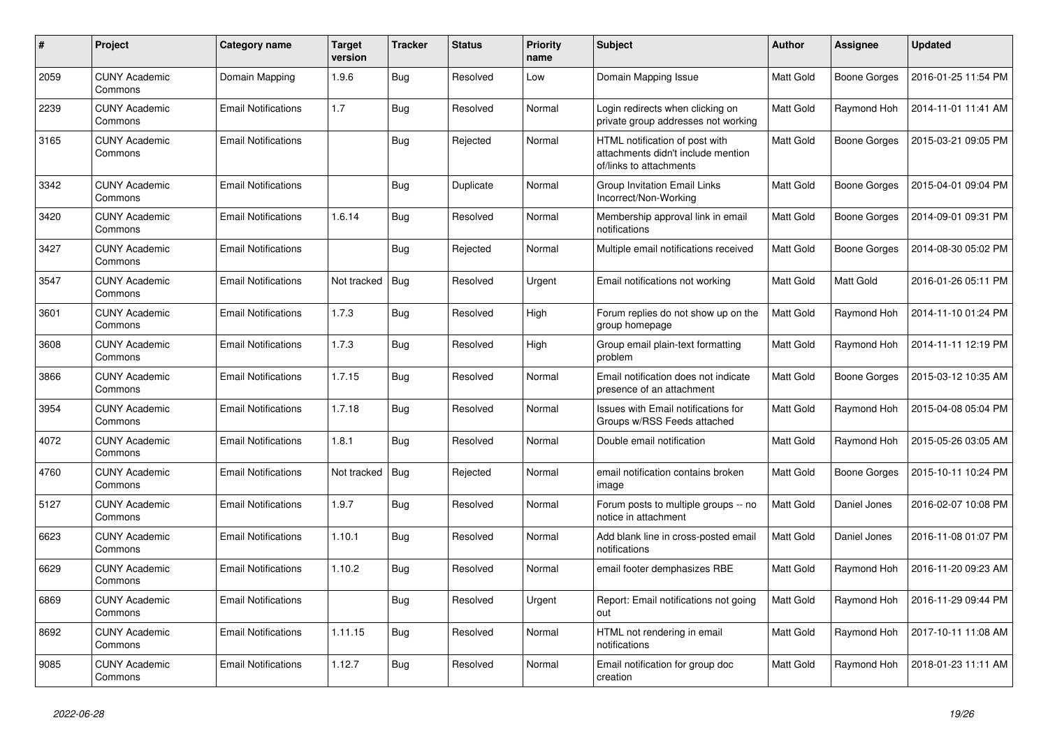| # | Project | Category name | Target version | Tracker | Status | Priority name | Subject | Author | Assignee | Updated |
|---|---|---|---|---|---|---|---|---|---|---|
| 2059 | CUNY Academic Commons | Domain Mapping | 1.9.6 | Bug | Resolved | Low | Domain Mapping Issue | Matt Gold | Boone Gorges | 2016-01-25 11:54 PM |
| 2239 | CUNY Academic Commons | Email Notifications | 1.7 | Bug | Resolved | Normal | Login redirects when clicking on private group addresses not working | Matt Gold | Raymond Hoh | 2014-11-01 11:41 AM |
| 3165 | CUNY Academic Commons | Email Notifications | | Bug | Rejected | Normal | HTML notification of post with attachments didn't include mention of/links to attachments | Matt Gold | Boone Gorges | 2015-03-21 09:05 PM |
| 3342 | CUNY Academic Commons | Email Notifications | | Bug | Duplicate | Normal | Group Invitation Email Links Incorrect/Non-Working | Matt Gold | Boone Gorges | 2015-04-01 09:04 PM |
| 3420 | CUNY Academic Commons | Email Notifications | 1.6.14 | Bug | Resolved | Normal | Membership approval link in email notifications | Matt Gold | Boone Gorges | 2014-09-01 09:31 PM |
| 3427 | CUNY Academic Commons | Email Notifications | | Bug | Rejected | Normal | Multiple email notifications received | Matt Gold | Boone Gorges | 2014-08-30 05:02 PM |
| 3547 | CUNY Academic Commons | Email Notifications | Not tracked | Bug | Resolved | Urgent | Email notifications not working | Matt Gold | Matt Gold | 2016-01-26 05:11 PM |
| 3601 | CUNY Academic Commons | Email Notifications | 1.7.3 | Bug | Resolved | High | Forum replies do not show up on the group homepage | Matt Gold | Raymond Hoh | 2014-11-10 01:24 PM |
| 3608 | CUNY Academic Commons | Email Notifications | 1.7.3 | Bug | Resolved | High | Group email plain-text formatting problem | Matt Gold | Raymond Hoh | 2014-11-11 12:19 PM |
| 3866 | CUNY Academic Commons | Email Notifications | 1.7.15 | Bug | Resolved | Normal | Email notification does not indicate presence of an attachment | Matt Gold | Boone Gorges | 2015-03-12 10:35 AM |
| 3954 | CUNY Academic Commons | Email Notifications | 1.7.18 | Bug | Resolved | Normal | Issues with Email notifications for Groups w/RSS Feeds attached | Matt Gold | Raymond Hoh | 2015-04-08 05:04 PM |
| 4072 | CUNY Academic Commons | Email Notifications | 1.8.1 | Bug | Resolved | Normal | Double email notification | Matt Gold | Raymond Hoh | 2015-05-26 03:05 AM |
| 4760 | CUNY Academic Commons | Email Notifications | Not tracked | Bug | Rejected | Normal | email notification contains broken image | Matt Gold | Boone Gorges | 2015-10-11 10:24 PM |
| 5127 | CUNY Academic Commons | Email Notifications | 1.9.7 | Bug | Resolved | Normal | Forum posts to multiple groups -- no notice in attachment | Matt Gold | Daniel Jones | 2016-02-07 10:08 PM |
| 6623 | CUNY Academic Commons | Email Notifications | 1.10.1 | Bug | Resolved | Normal | Add blank line in cross-posted email notifications | Matt Gold | Daniel Jones | 2016-11-08 01:07 PM |
| 6629 | CUNY Academic Commons | Email Notifications | 1.10.2 | Bug | Resolved | Normal | email footer demphasizes RBE | Matt Gold | Raymond Hoh | 2016-11-20 09:23 AM |
| 6869 | CUNY Academic Commons | Email Notifications | | Bug | Resolved | Urgent | Report: Email notifications not going out | Matt Gold | Raymond Hoh | 2016-11-29 09:44 PM |
| 8692 | CUNY Academic Commons | Email Notifications | 1.11.15 | Bug | Resolved | Normal | HTML not rendering in email notifications | Matt Gold | Raymond Hoh | 2017-10-11 11:08 AM |
| 9085 | CUNY Academic Commons | Email Notifications | 1.12.7 | Bug | Resolved | Normal | Email notification for group doc creation | Matt Gold | Raymond Hoh | 2018-01-23 11:11 AM |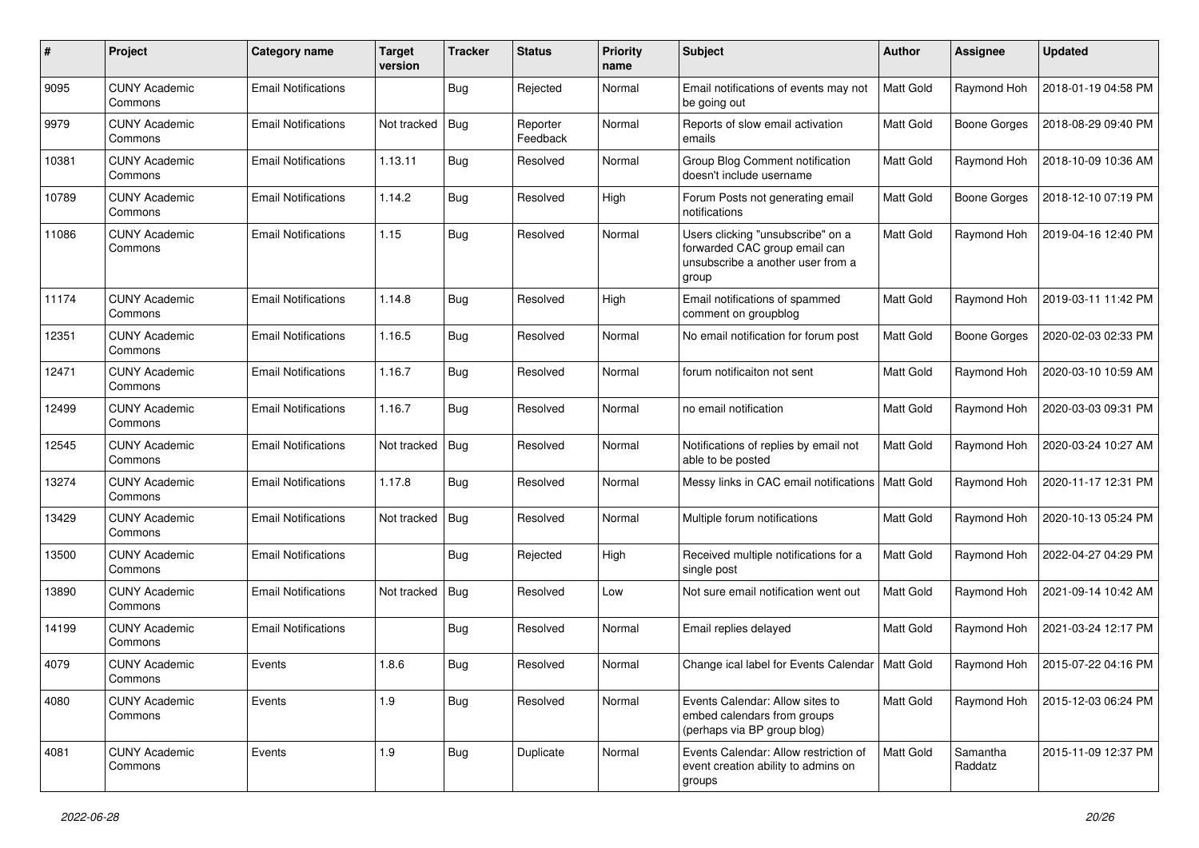| # | Project | Category name | Target version | Tracker | Status | Priority name | Subject | Author | Assignee | Updated |
|---|---|---|---|---|---|---|---|---|---|---|
| 9095 | CUNY Academic Commons | Email Notifications | | Bug | Rejected | Normal | Email notifications of events may not be going out | Matt Gold | Raymond Hoh | 2018-01-19 04:58 PM |
| 9979 | CUNY Academic Commons | Email Notifications | Not tracked | Bug | Reporter Feedback | Normal | Reports of slow email activation emails | Matt Gold | Boone Gorges | 2018-08-29 09:40 PM |
| 10381 | CUNY Academic Commons | Email Notifications | 1.13.11 | Bug | Resolved | Normal | Group Blog Comment notification doesn't include username | Matt Gold | Raymond Hoh | 2018-10-09 10:36 AM |
| 10789 | CUNY Academic Commons | Email Notifications | 1.14.2 | Bug | Resolved | High | Forum Posts not generating email notifications | Matt Gold | Boone Gorges | 2018-12-10 07:19 PM |
| 11086 | CUNY Academic Commons | Email Notifications | 1.15 | Bug | Resolved | Normal | Users clicking "unsubscribe" on a forwarded CAC group email can unsubscribe a another user from a group | Matt Gold | Raymond Hoh | 2019-04-16 12:40 PM |
| 11174 | CUNY Academic Commons | Email Notifications | 1.14.8 | Bug | Resolved | High | Email notifications of spammed comment on groupblog | Matt Gold | Raymond Hoh | 2019-03-11 11:42 PM |
| 12351 | CUNY Academic Commons | Email Notifications | 1.16.5 | Bug | Resolved | Normal | No email notification for forum post | Matt Gold | Boone Gorges | 2020-02-03 02:33 PM |
| 12471 | CUNY Academic Commons | Email Notifications | 1.16.7 | Bug | Resolved | Normal | forum notificaiton not sent | Matt Gold | Raymond Hoh | 2020-03-10 10:59 AM |
| 12499 | CUNY Academic Commons | Email Notifications | 1.16.7 | Bug | Resolved | Normal | no email notification | Matt Gold | Raymond Hoh | 2020-03-03 09:31 PM |
| 12545 | CUNY Academic Commons | Email Notifications | Not tracked | Bug | Resolved | Normal | Notifications of replies by email not able to be posted | Matt Gold | Raymond Hoh | 2020-03-24 10:27 AM |
| 13274 | CUNY Academic Commons | Email Notifications | 1.17.8 | Bug | Resolved | Normal | Messy links in CAC email notifications | Matt Gold | Raymond Hoh | 2020-11-17 12:31 PM |
| 13429 | CUNY Academic Commons | Email Notifications | Not tracked | Bug | Resolved | Normal | Multiple forum notifications | Matt Gold | Raymond Hoh | 2020-10-13 05:24 PM |
| 13500 | CUNY Academic Commons | Email Notifications | | Bug | Rejected | High | Received multiple notifications for a single post | Matt Gold | Raymond Hoh | 2022-04-27 04:29 PM |
| 13890 | CUNY Academic Commons | Email Notifications | Not tracked | Bug | Resolved | Low | Not sure email notification went out | Matt Gold | Raymond Hoh | 2021-09-14 10:42 AM |
| 14199 | CUNY Academic Commons | Email Notifications | | Bug | Resolved | Normal | Email replies delayed | Matt Gold | Raymond Hoh | 2021-03-24 12:17 PM |
| 4079 | CUNY Academic Commons | Events | 1.8.6 | Bug | Resolved | Normal | Change ical label for Events Calendar | Matt Gold | Raymond Hoh | 2015-07-22 04:16 PM |
| 4080 | CUNY Academic Commons | Events | 1.9 | Bug | Resolved | Normal | Events Calendar: Allow sites to embed calendars from groups (perhaps via BP group blog) | Matt Gold | Raymond Hoh | 2015-12-03 06:24 PM |
| 4081 | CUNY Academic Commons | Events | 1.9 | Bug | Duplicate | Normal | Events Calendar: Allow restriction of event creation ability to admins on groups | Matt Gold | Samantha Raddatz | 2015-11-09 12:37 PM |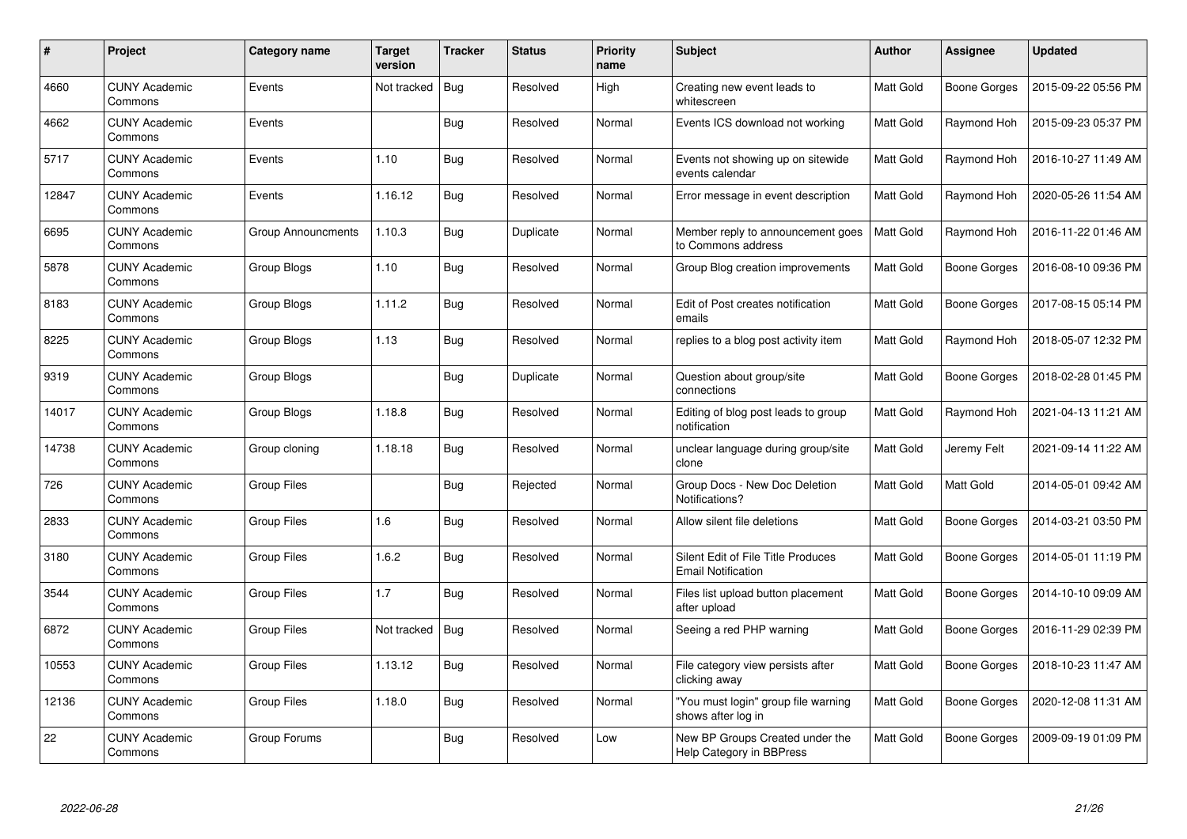| # | Project | Category name | Target version | Tracker | Status | Priority name | Subject | Author | Assignee | Updated |
|---|---|---|---|---|---|---|---|---|---|---|
| 4660 | CUNY Academic Commons | Events | Not tracked | Bug | Resolved | High | Creating new event leads to whitescreen | Matt Gold | Boone Gorges | 2015-09-22 05:56 PM |
| 4662 | CUNY Academic Commons | Events | | Bug | Resolved | Normal | Events ICS download not working | Matt Gold | Raymond Hoh | 2015-09-23 05:37 PM |
| 5717 | CUNY Academic Commons | Events | 1.10 | Bug | Resolved | Normal | Events not showing up on sitewide events calendar | Matt Gold | Raymond Hoh | 2016-10-27 11:49 AM |
| 12847 | CUNY Academic Commons | Events | 1.16.12 | Bug | Resolved | Normal | Error message in event description | Matt Gold | Raymond Hoh | 2020-05-26 11:54 AM |
| 6695 | CUNY Academic Commons | Group Announcments | 1.10.3 | Bug | Duplicate | Normal | Member reply to announcement goes to Commons address | Matt Gold | Raymond Hoh | 2016-11-22 01:46 AM |
| 5878 | CUNY Academic Commons | Group Blogs | 1.10 | Bug | Resolved | Normal | Group Blog creation improvements | Matt Gold | Boone Gorges | 2016-08-10 09:36 PM |
| 8183 | CUNY Academic Commons | Group Blogs | 1.11.2 | Bug | Resolved | Normal | Edit of Post creates notification emails | Matt Gold | Boone Gorges | 2017-08-15 05:14 PM |
| 8225 | CUNY Academic Commons | Group Blogs | 1.13 | Bug | Resolved | Normal | replies to a blog post activity item | Matt Gold | Raymond Hoh | 2018-05-07 12:32 PM |
| 9319 | CUNY Academic Commons | Group Blogs | | Bug | Duplicate | Normal | Question about group/site connections | Matt Gold | Boone Gorges | 2018-02-28 01:45 PM |
| 14017 | CUNY Academic Commons | Group Blogs | 1.18.8 | Bug | Resolved | Normal | Editing of blog post leads to group notification | Matt Gold | Raymond Hoh | 2021-04-13 11:21 AM |
| 14738 | CUNY Academic Commons | Group cloning | 1.18.18 | Bug | Resolved | Normal | unclear language during group/site clone | Matt Gold | Jeremy Felt | 2021-09-14 11:22 AM |
| 726 | CUNY Academic Commons | Group Files | | Bug | Rejected | Normal | Group Docs - New Doc Deletion Notifications? | Matt Gold | Matt Gold | 2014-05-01 09:42 AM |
| 2833 | CUNY Academic Commons | Group Files | 1.6 | Bug | Resolved | Normal | Allow silent file deletions | Matt Gold | Boone Gorges | 2014-03-21 03:50 PM |
| 3180 | CUNY Academic Commons | Group Files | 1.6.2 | Bug | Resolved | Normal | Silent Edit of File Title Produces Email Notification | Matt Gold | Boone Gorges | 2014-05-01 11:19 PM |
| 3544 | CUNY Academic Commons | Group Files | 1.7 | Bug | Resolved | Normal | Files list upload button placement after upload | Matt Gold | Boone Gorges | 2014-10-10 09:09 AM |
| 6872 | CUNY Academic Commons | Group Files | Not tracked | Bug | Resolved | Normal | Seeing a red PHP warning | Matt Gold | Boone Gorges | 2016-11-29 02:39 PM |
| 10553 | CUNY Academic Commons | Group Files | 1.13.12 | Bug | Resolved | Normal | File category view persists after clicking away | Matt Gold | Boone Gorges | 2018-10-23 11:47 AM |
| 12136 | CUNY Academic Commons | Group Files | 1.18.0 | Bug | Resolved | Normal | "You must login" group file warning shows after log in | Matt Gold | Boone Gorges | 2020-12-08 11:31 AM |
| 22 | CUNY Academic Commons | Group Forums | | Bug | Resolved | Low | New BP Groups Created under the Help Category in BBPress | Matt Gold | Boone Gorges | 2009-09-19 01:09 PM |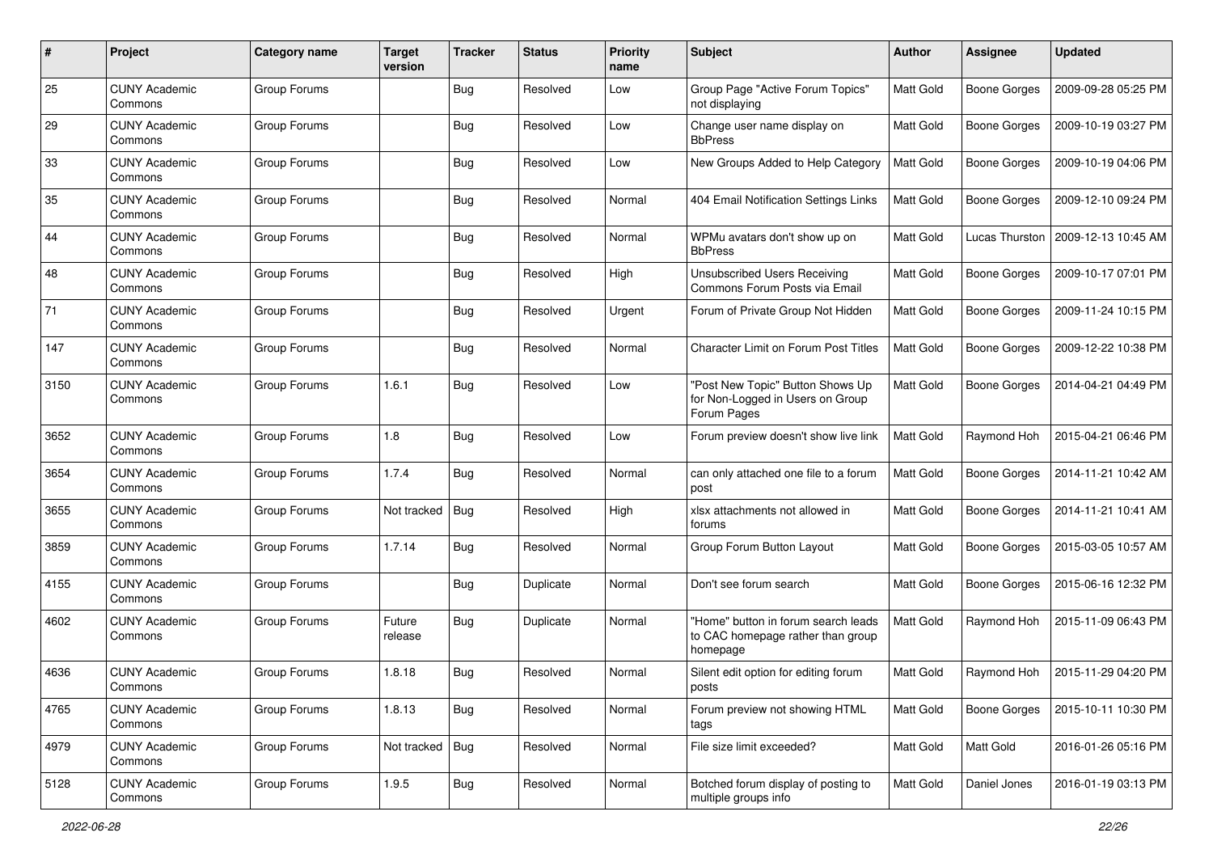| # | Project | Category name | Target version | Tracker | Status | Priority name | Subject | Author | Assignee | Updated |
|---|---|---|---|---|---|---|---|---|---|---|
| 25 | CUNY Academic Commons | Group Forums | | Bug | Resolved | Low | Group Page "Active Forum Topics" not displaying | Matt Gold | Boone Gorges | 2009-09-28 05:25 PM |
| 29 | CUNY Academic Commons | Group Forums | | Bug | Resolved | Low | Change user name display on BbPress | Matt Gold | Boone Gorges | 2009-10-19 03:27 PM |
| 33 | CUNY Academic Commons | Group Forums | | Bug | Resolved | Low | New Groups Added to Help Category | Matt Gold | Boone Gorges | 2009-10-19 04:06 PM |
| 35 | CUNY Academic Commons | Group Forums | | Bug | Resolved | Normal | 404 Email Notification Settings Links | Matt Gold | Boone Gorges | 2009-12-10 09:24 PM |
| 44 | CUNY Academic Commons | Group Forums | | Bug | Resolved | Normal | WPMu avatars don't show up on BbPress | Matt Gold | Lucas Thurston | 2009-12-13 10:45 AM |
| 48 | CUNY Academic Commons | Group Forums | | Bug | Resolved | High | Unsubscribed Users Receiving Commons Forum Posts via Email | Matt Gold | Boone Gorges | 2009-10-17 07:01 PM |
| 71 | CUNY Academic Commons | Group Forums | | Bug | Resolved | Urgent | Forum of Private Group Not Hidden | Matt Gold | Boone Gorges | 2009-11-24 10:15 PM |
| 147 | CUNY Academic Commons | Group Forums | | Bug | Resolved | Normal | Character Limit on Forum Post Titles | Matt Gold | Boone Gorges | 2009-12-22 10:38 PM |
| 3150 | CUNY Academic Commons | Group Forums | 1.6.1 | Bug | Resolved | Low | "Post New Topic" Button Shows Up for Non-Logged in Users on Group Forum Pages | Matt Gold | Boone Gorges | 2014-04-21 04:49 PM |
| 3652 | CUNY Academic Commons | Group Forums | 1.8 | Bug | Resolved | Low | Forum preview doesn't show live link | Matt Gold | Raymond Hoh | 2015-04-21 06:46 PM |
| 3654 | CUNY Academic Commons | Group Forums | 1.7.4 | Bug | Resolved | Normal | can only attached one file to a forum post | Matt Gold | Boone Gorges | 2014-11-21 10:42 AM |
| 3655 | CUNY Academic Commons | Group Forums | Not tracked | Bug | Resolved | High | xlsx attachments not allowed in forums | Matt Gold | Boone Gorges | 2014-11-21 10:41 AM |
| 3859 | CUNY Academic Commons | Group Forums | 1.7.14 | Bug | Resolved | Normal | Group Forum Button Layout | Matt Gold | Boone Gorges | 2015-03-05 10:57 AM |
| 4155 | CUNY Academic Commons | Group Forums | | Bug | Duplicate | Normal | Don't see forum search | Matt Gold | Boone Gorges | 2015-06-16 12:32 PM |
| 4602 | CUNY Academic Commons | Group Forums | Future release | Bug | Duplicate | Normal | "Home" button in forum search leads to CAC homepage rather than group homepage | Matt Gold | Raymond Hoh | 2015-11-09 06:43 PM |
| 4636 | CUNY Academic Commons | Group Forums | 1.8.18 | Bug | Resolved | Normal | Silent edit option for editing forum posts | Matt Gold | Raymond Hoh | 2015-11-29 04:20 PM |
| 4765 | CUNY Academic Commons | Group Forums | 1.8.13 | Bug | Resolved | Normal | Forum preview not showing HTML tags | Matt Gold | Boone Gorges | 2015-10-11 10:30 PM |
| 4979 | CUNY Academic Commons | Group Forums | Not tracked | Bug | Resolved | Normal | File size limit exceeded? | Matt Gold | Matt Gold | 2016-01-26 05:16 PM |
| 5128 | CUNY Academic Commons | Group Forums | 1.9.5 | Bug | Resolved | Normal | Botched forum display of posting to multiple groups info | Matt Gold | Daniel Jones | 2016-01-19 03:13 PM |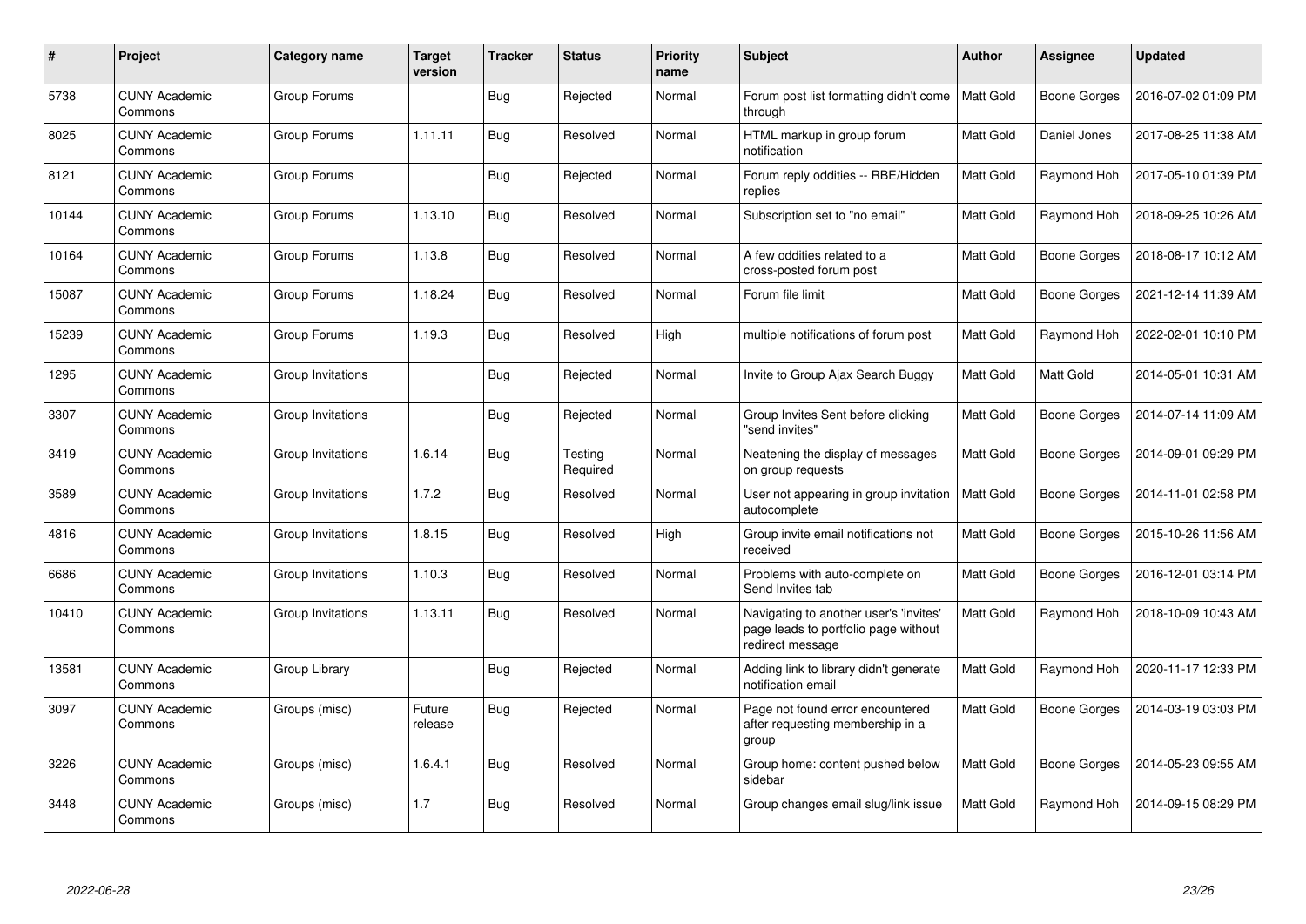| # | Project | Category name | Target version | Tracker | Status | Priority name | Subject | Author | Assignee | Updated |
|---|---|---|---|---|---|---|---|---|---|---|
| 5738 | CUNY Academic Commons | Group Forums | | Bug | Rejected | Normal | Forum post list formatting didn't come through | Matt Gold | Boone Gorges | 2016-07-02 01:09 PM |
| 8025 | CUNY Academic Commons | Group Forums | 1.11.11 | Bug | Resolved | Normal | HTML markup in group forum notification | Matt Gold | Daniel Jones | 2017-08-25 11:38 AM |
| 8121 | CUNY Academic Commons | Group Forums | | Bug | Rejected | Normal | Forum reply oddities -- RBE/Hidden replies | Matt Gold | Raymond Hoh | 2017-05-10 01:39 PM |
| 10144 | CUNY Academic Commons | Group Forums | 1.13.10 | Bug | Resolved | Normal | Subscription set to "no email" | Matt Gold | Raymond Hoh | 2018-09-25 10:26 AM |
| 10164 | CUNY Academic Commons | Group Forums | 1.13.8 | Bug | Resolved | Normal | A few oddities related to a cross-posted forum post | Matt Gold | Boone Gorges | 2018-08-17 10:12 AM |
| 15087 | CUNY Academic Commons | Group Forums | 1.18.24 | Bug | Resolved | Normal | Forum file limit | Matt Gold | Boone Gorges | 2021-12-14 11:39 AM |
| 15239 | CUNY Academic Commons | Group Forums | 1.19.3 | Bug | Resolved | High | multiple notifications of forum post | Matt Gold | Raymond Hoh | 2022-02-01 10:10 PM |
| 1295 | CUNY Academic Commons | Group Invitations | | Bug | Rejected | Normal | Invite to Group Ajax Search Buggy | Matt Gold | Matt Gold | 2014-05-01 10:31 AM |
| 3307 | CUNY Academic Commons | Group Invitations | | Bug | Rejected | Normal | Group Invites Sent before clicking "send invites" | Matt Gold | Boone Gorges | 2014-07-14 11:09 AM |
| 3419 | CUNY Academic Commons | Group Invitations | 1.6.14 | Bug | Testing Required | Normal | Neatening the display of messages on group requests | Matt Gold | Boone Gorges | 2014-09-01 09:29 PM |
| 3589 | CUNY Academic Commons | Group Invitations | 1.7.2 | Bug | Resolved | Normal | User not appearing in group invitation autocomplete | Matt Gold | Boone Gorges | 2014-11-01 02:58 PM |
| 4816 | CUNY Academic Commons | Group Invitations | 1.8.15 | Bug | Resolved | High | Group invite email notifications not received | Matt Gold | Boone Gorges | 2015-10-26 11:56 AM |
| 6686 | CUNY Academic Commons | Group Invitations | 1.10.3 | Bug | Resolved | Normal | Problems with auto-complete on Send Invites tab | Matt Gold | Boone Gorges | 2016-12-01 03:14 PM |
| 10410 | CUNY Academic Commons | Group Invitations | 1.13.11 | Bug | Resolved | Normal | Navigating to another user's 'invites' page leads to portfolio page without redirect message | Matt Gold | Raymond Hoh | 2018-10-09 10:43 AM |
| 13581 | CUNY Academic Commons | Group Library | | Bug | Rejected | Normal | Adding link to library didn't generate notification email | Matt Gold | Raymond Hoh | 2020-11-17 12:33 PM |
| 3097 | CUNY Academic Commons | Groups (misc) | Future release | Bug | Rejected | Normal | Page not found error encountered after requesting membership in a group | Matt Gold | Boone Gorges | 2014-03-19 03:03 PM |
| 3226 | CUNY Academic Commons | Groups (misc) | 1.6.4.1 | Bug | Resolved | Normal | Group home: content pushed below sidebar | Matt Gold | Boone Gorges | 2014-05-23 09:55 AM |
| 3448 | CUNY Academic Commons | Groups (misc) | 1.7 | Bug | Resolved | Normal | Group changes email slug/link issue | Matt Gold | Raymond Hoh | 2014-09-15 08:29 PM |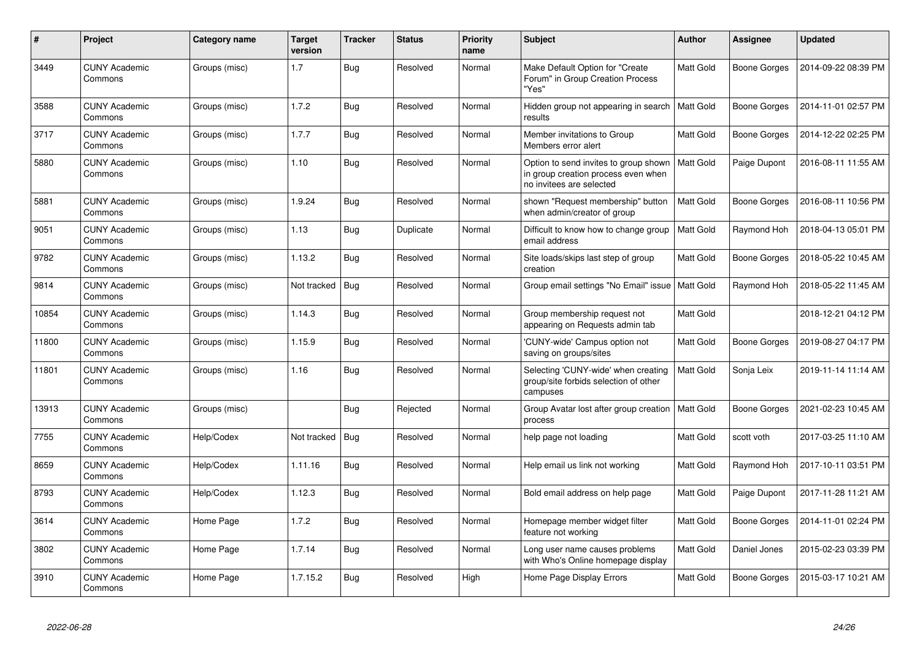| # | Project | Category name | Target version | Tracker | Status | Priority name | Subject | Author | Assignee | Updated |
|---|---|---|---|---|---|---|---|---|---|---|
| 3449 | CUNY Academic Commons | Groups (misc) | 1.7 | Bug | Resolved | Normal | Make Default Option for "Create Forum" in Group Creation Process "Yes" | Matt Gold | Boone Gorges | 2014-09-22 08:39 PM |
| 3588 | CUNY Academic Commons | Groups (misc) | 1.7.2 | Bug | Resolved | Normal | Hidden group not appearing in search results | Matt Gold | Boone Gorges | 2014-11-01 02:57 PM |
| 3717 | CUNY Academic Commons | Groups (misc) | 1.7.7 | Bug | Resolved | Normal | Member invitations to Group Members error alert | Matt Gold | Boone Gorges | 2014-12-22 02:25 PM |
| 5880 | CUNY Academic Commons | Groups (misc) | 1.10 | Bug | Resolved | Normal | Option to send invites to group shown in group creation process even when no invitees are selected | Matt Gold | Paige Dupont | 2016-08-11 11:55 AM |
| 5881 | CUNY Academic Commons | Groups (misc) | 1.9.24 | Bug | Resolved | Normal | shown "Request membership" button when admin/creator of group | Matt Gold | Boone Gorges | 2016-08-11 10:56 PM |
| 9051 | CUNY Academic Commons | Groups (misc) | 1.13 | Bug | Duplicate | Normal | Difficult to know how to change group email address | Matt Gold | Raymond Hoh | 2018-04-13 05:01 PM |
| 9782 | CUNY Academic Commons | Groups (misc) | 1.13.2 | Bug | Resolved | Normal | Site loads/skips last step of group creation | Matt Gold | Boone Gorges | 2018-05-22 10:45 AM |
| 9814 | CUNY Academic Commons | Groups (misc) | Not tracked | Bug | Resolved | Normal | Group email settings "No Email" issue | Matt Gold | Raymond Hoh | 2018-05-22 11:45 AM |
| 10854 | CUNY Academic Commons | Groups (misc) | 1.14.3 | Bug | Resolved | Normal | Group membership request not appearing on Requests admin tab | Matt Gold | | 2018-12-21 04:12 PM |
| 11800 | CUNY Academic Commons | Groups (misc) | 1.15.9 | Bug | Resolved | Normal | 'CUNY-wide' Campus option not saving on groups/sites | Matt Gold | Boone Gorges | 2019-08-27 04:17 PM |
| 11801 | CUNY Academic Commons | Groups (misc) | 1.16 | Bug | Resolved | Normal | Selecting 'CUNY-wide' when creating group/site forbids selection of other campuses | Matt Gold | Sonja Leix | 2019-11-14 11:14 AM |
| 13913 | CUNY Academic Commons | Groups (misc) | | Bug | Rejected | Normal | Group Avatar lost after group creation process | Matt Gold | Boone Gorges | 2021-02-23 10:45 AM |
| 7755 | CUNY Academic Commons | Help/Codex | Not tracked | Bug | Resolved | Normal | help page not loading | Matt Gold | scott voth | 2017-03-25 11:10 AM |
| 8659 | CUNY Academic Commons | Help/Codex | 1.11.16 | Bug | Resolved | Normal | Help email us link not working | Matt Gold | Raymond Hoh | 2017-10-11 03:51 PM |
| 8793 | CUNY Academic Commons | Help/Codex | 1.12.3 | Bug | Resolved | Normal | Bold email address on help page | Matt Gold | Paige Dupont | 2017-11-28 11:21 AM |
| 3614 | CUNY Academic Commons | Home Page | 1.7.2 | Bug | Resolved | Normal | Homepage member widget filter feature not working | Matt Gold | Boone Gorges | 2014-11-01 02:24 PM |
| 3802 | CUNY Academic Commons | Home Page | 1.7.14 | Bug | Resolved | Normal | Long user name causes problems with Who's Online homepage display | Matt Gold | Daniel Jones | 2015-02-23 03:39 PM |
| 3910 | CUNY Academic Commons | Home Page | 1.7.15.2 | Bug | Resolved | High | Home Page Display Errors | Matt Gold | Boone Gorges | 2015-03-17 10:21 AM |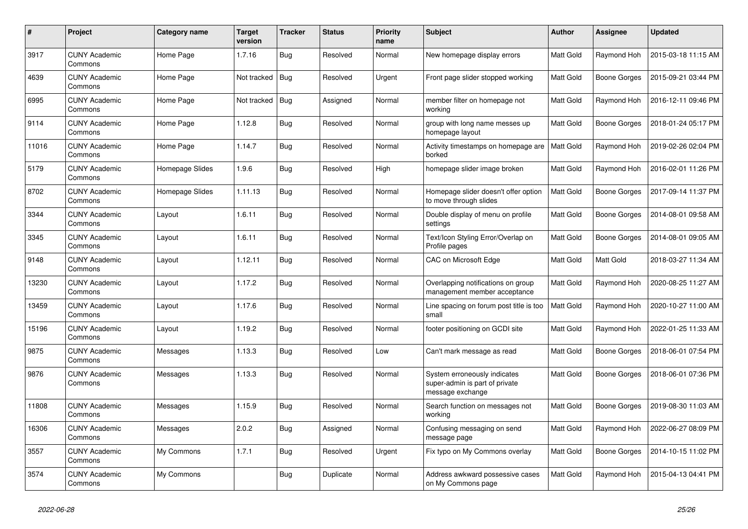| # | Project | Category name | Target version | Tracker | Status | Priority name | Subject | Author | Assignee | Updated |
|---|---|---|---|---|---|---|---|---|---|---|
| 3917 | CUNY Academic Commons | Home Page | 1.7.16 | Bug | Resolved | Normal | New homepage display errors | Matt Gold | Raymond Hoh | 2015-03-18 11:15 AM |
| 4639 | CUNY Academic Commons | Home Page | Not tracked | Bug | Resolved | Urgent | Front page slider stopped working | Matt Gold | Boone Gorges | 2015-09-21 03:44 PM |
| 6995 | CUNY Academic Commons | Home Page | Not tracked | Bug | Assigned | Normal | member filter on homepage not working | Matt Gold | Raymond Hoh | 2016-12-11 09:46 PM |
| 9114 | CUNY Academic Commons | Home Page | 1.12.8 | Bug | Resolved | Normal | group with long name messes up homepage layout | Matt Gold | Boone Gorges | 2018-01-24 05:17 PM |
| 11016 | CUNY Academic Commons | Home Page | 1.14.7 | Bug | Resolved | Normal | Activity timestamps on homepage are borked | Matt Gold | Raymond Hoh | 2019-02-26 02:04 PM |
| 5179 | CUNY Academic Commons | Homepage Slides | 1.9.6 | Bug | Resolved | High | homepage slider image broken | Matt Gold | Raymond Hoh | 2016-02-01 11:26 PM |
| 8702 | CUNY Academic Commons | Homepage Slides | 1.11.13 | Bug | Resolved | Normal | Homepage slider doesn't offer option to move through slides | Matt Gold | Boone Gorges | 2017-09-14 11:37 PM |
| 3344 | CUNY Academic Commons | Layout | 1.6.11 | Bug | Resolved | Normal | Double display of menu on profile settings | Matt Gold | Boone Gorges | 2014-08-01 09:58 AM |
| 3345 | CUNY Academic Commons | Layout | 1.6.11 | Bug | Resolved | Normal | Text/Icon Styling Error/Overlap on Profile pages | Matt Gold | Boone Gorges | 2014-08-01 09:05 AM |
| 9148 | CUNY Academic Commons | Layout | 1.12.11 | Bug | Resolved | Normal | CAC on Microsoft Edge | Matt Gold | Matt Gold | 2018-03-27 11:34 AM |
| 13230 | CUNY Academic Commons | Layout | 1.17.2 | Bug | Resolved | Normal | Overlapping notifications on group management member acceptance | Matt Gold | Raymond Hoh | 2020-08-25 11:27 AM |
| 13459 | CUNY Academic Commons | Layout | 1.17.6 | Bug | Resolved | Normal | Line spacing on forum post title is too small | Matt Gold | Raymond Hoh | 2020-10-27 11:00 AM |
| 15196 | CUNY Academic Commons | Layout | 1.19.2 | Bug | Resolved | Normal | footer positioning on GCDI site | Matt Gold | Raymond Hoh | 2022-01-25 11:33 AM |
| 9875 | CUNY Academic Commons | Messages | 1.13.3 | Bug | Resolved | Low | Can't mark message as read | Matt Gold | Boone Gorges | 2018-06-01 07:54 PM |
| 9876 | CUNY Academic Commons | Messages | 1.13.3 | Bug | Resolved | Normal | System erroneously indicates super-admin is part of private message exchange | Matt Gold | Boone Gorges | 2018-06-01 07:36 PM |
| 11808 | CUNY Academic Commons | Messages | 1.15.9 | Bug | Resolved | Normal | Search function on messages not working | Matt Gold | Boone Gorges | 2019-08-30 11:03 AM |
| 16306 | CUNY Academic Commons | Messages | 2.0.2 | Bug | Assigned | Normal | Confusing messaging on send message page | Matt Gold | Raymond Hoh | 2022-06-27 08:09 PM |
| 3557 | CUNY Academic Commons | My Commons | 1.7.1 | Bug | Resolved | Urgent | Fix typo on My Commons overlay | Matt Gold | Boone Gorges | 2014-10-15 11:02 PM |
| 3574 | CUNY Academic Commons | My Commons | | Bug | Duplicate | Normal | Address awkward possessive cases on My Commons page | Matt Gold | Raymond Hoh | 2015-04-13 04:41 PM |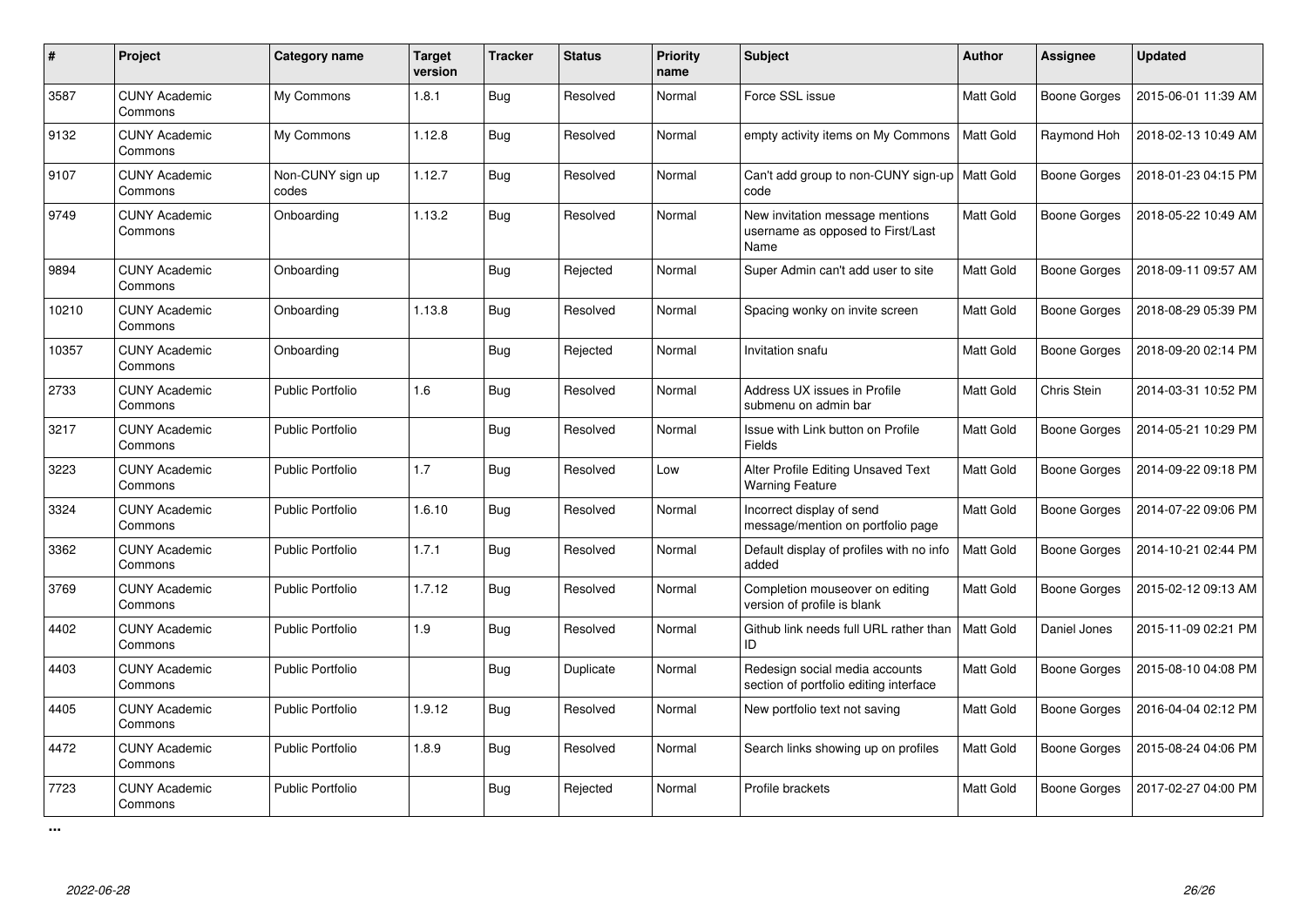| # | Project | Category name | Target version | Tracker | Status | Priority name | Subject | Author | Assignee | Updated |
|---|---|---|---|---|---|---|---|---|---|---|
| 3587 | CUNY Academic Commons | My Commons | 1.8.1 | Bug | Resolved | Normal | Force SSL issue | Matt Gold | Boone Gorges | 2015-06-01 11:39 AM |
| 9132 | CUNY Academic Commons | My Commons | 1.12.8 | Bug | Resolved | Normal | empty activity items on My Commons | Matt Gold | Raymond Hoh | 2018-02-13 10:49 AM |
| 9107 | CUNY Academic Commons | Non-CUNY sign up codes | 1.12.7 | Bug | Resolved | Normal | Can't add group to non-CUNY sign-up code | Matt Gold | Boone Gorges | 2018-01-23 04:15 PM |
| 9749 | CUNY Academic Commons | Onboarding | 1.13.2 | Bug | Resolved | Normal | New invitation message mentions username as opposed to First/Last Name | Matt Gold | Boone Gorges | 2018-05-22 10:49 AM |
| 9894 | CUNY Academic Commons | Onboarding | | Bug | Rejected | Normal | Super Admin can't add user to site | Matt Gold | Boone Gorges | 2018-09-11 09:57 AM |
| 10210 | CUNY Academic Commons | Onboarding | 1.13.8 | Bug | Resolved | Normal | Spacing wonky on invite screen | Matt Gold | Boone Gorges | 2018-08-29 05:39 PM |
| 10357 | CUNY Academic Commons | Onboarding | | Bug | Rejected | Normal | Invitation snafu | Matt Gold | Boone Gorges | 2018-09-20 02:14 PM |
| 2733 | CUNY Academic Commons | Public Portfolio | 1.6 | Bug | Resolved | Normal | Address UX issues in Profile submenu on admin bar | Matt Gold | Chris Stein | 2014-03-31 10:52 PM |
| 3217 | CUNY Academic Commons | Public Portfolio | | Bug | Resolved | Normal | Issue with Link button on Profile Fields | Matt Gold | Boone Gorges | 2014-05-21 10:29 PM |
| 3223 | CUNY Academic Commons | Public Portfolio | 1.7 | Bug | Resolved | Low | Alter Profile Editing Unsaved Text Warning Feature | Matt Gold | Boone Gorges | 2014-09-22 09:18 PM |
| 3324 | CUNY Academic Commons | Public Portfolio | 1.6.10 | Bug | Resolved | Normal | Incorrect display of send message/mention on portfolio page | Matt Gold | Boone Gorges | 2014-07-22 09:06 PM |
| 3362 | CUNY Academic Commons | Public Portfolio | 1.7.1 | Bug | Resolved | Normal | Default display of profiles with no info added | Matt Gold | Boone Gorges | 2014-10-21 02:44 PM |
| 3769 | CUNY Academic Commons | Public Portfolio | 1.7.12 | Bug | Resolved | Normal | Completion mouseover on editing version of profile is blank | Matt Gold | Boone Gorges | 2015-02-12 09:13 AM |
| 4402 | CUNY Academic Commons | Public Portfolio | 1.9 | Bug | Resolved | Normal | Github link needs full URL rather than ID | Matt Gold | Daniel Jones | 2015-11-09 02:21 PM |
| 4403 | CUNY Academic Commons | Public Portfolio | | Bug | Duplicate | Normal | Redesign social media accounts section of portfolio editing interface | Matt Gold | Boone Gorges | 2015-08-10 04:08 PM |
| 4405 | CUNY Academic Commons | Public Portfolio | 1.9.12 | Bug | Resolved | Normal | New portfolio text not saving | Matt Gold | Boone Gorges | 2016-04-04 02:12 PM |
| 4472 | CUNY Academic Commons | Public Portfolio | 1.8.9 | Bug | Resolved | Normal | Search links showing up on profiles | Matt Gold | Boone Gorges | 2015-08-24 04:06 PM |
| 7723 | CUNY Academic Commons | Public Portfolio | | Bug | Rejected | Normal | Profile brackets | Matt Gold | Boone Gorges | 2017-02-27 04:00 PM |

...